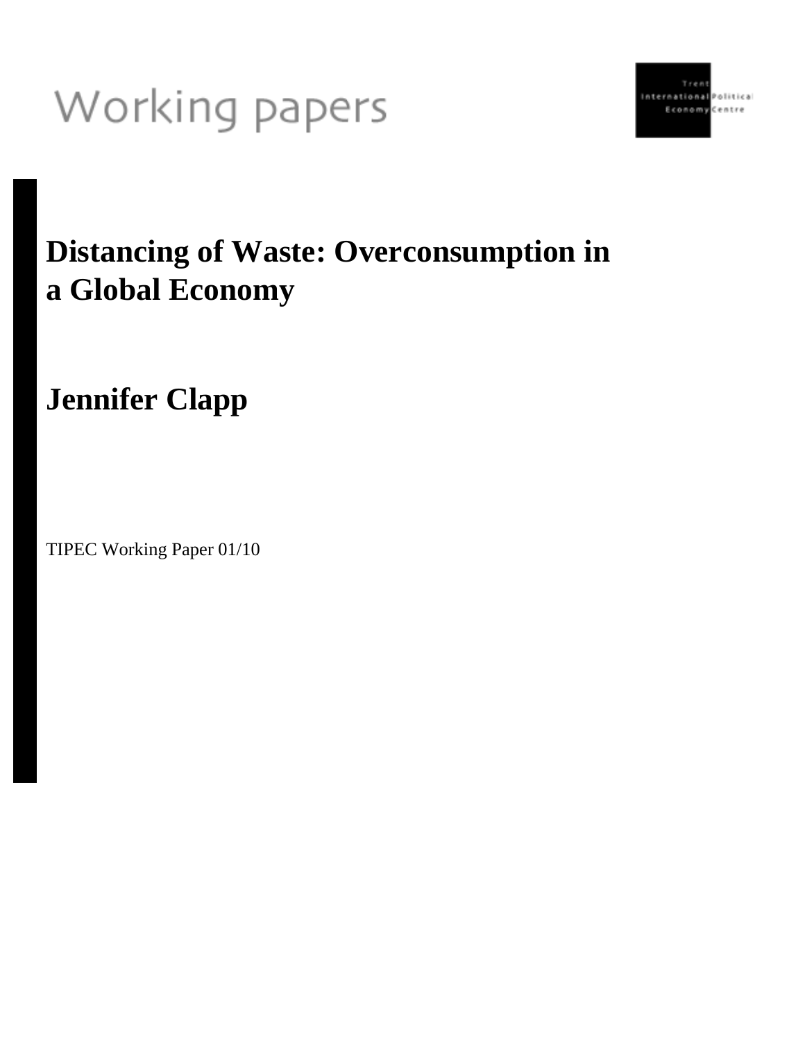Working papers

Trent International Political Economy Centre

# Distancing of Waste: Overconsumption in a Global Economy

## Jennifer Clapp

TIPEC Working Paper 01/10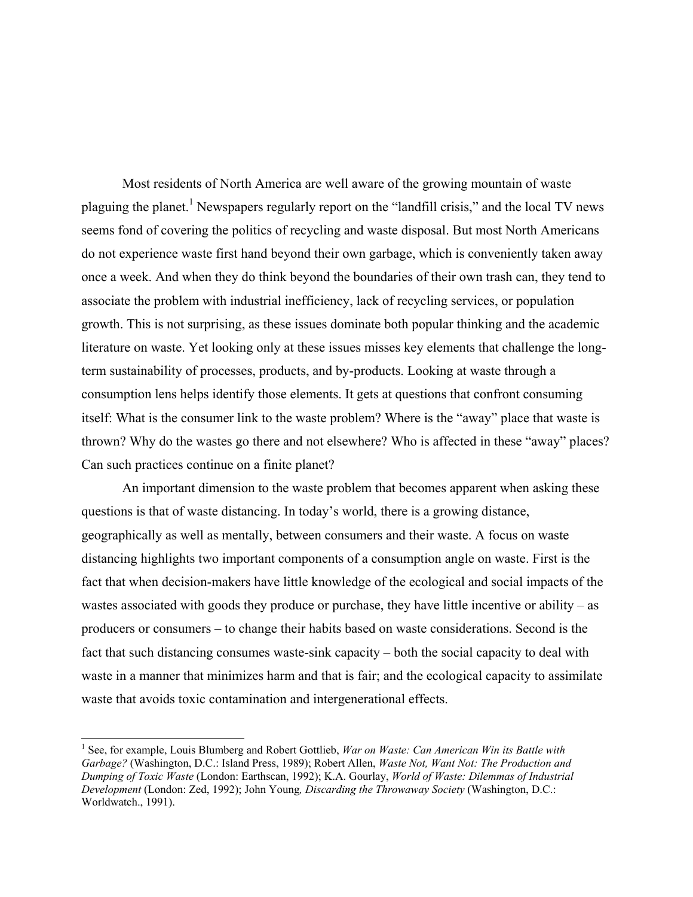Most residents of North America are well aware of the growing mountain of waste plaguing the planet.[1] Newspapers regularly report on the "landfill crisis," and the local TV news seems fond of covering the politics of recycling and waste disposal. But most North Americans do not experience waste first hand beyond their own garbage, which is conveniently taken away once a week. And when they do think beyond the boundaries of their own trash can, they tend to associate the problem with industrial inefficiency, lack of recycling services, or population growth. This is not surprising, as these issues dominate both popular thinking and the academic literature on waste. Yet looking only at these issues misses key elements that challenge the long-term sustainability of processes, products, and by-products. Looking at waste through a consumption lens helps identify those elements. It gets at questions that confront consuming itself: What is the consumer link to the waste problem? Where is the "away" place that waste is thrown? Why do the wastes go there and not elsewhere? Who is affected in these "away" places? Can such practices continue on a finite planet?

An important dimension to the waste problem that becomes apparent when asking these questions is that of waste distancing. In today's world, there is a growing distance, geographically as well as mentally, between consumers and their waste. A focus on waste distancing highlights two important components of a consumption angle on waste. First is the fact that when decision-makers have little knowledge of the ecological and social impacts of the wastes associated with goods they produce or purchase, they have little incentive or ability – as producers or consumers – to change their habits based on waste considerations. Second is the fact that such distancing consumes waste-sink capacity – both the social capacity to deal with waste in a manner that minimizes harm and that is fair; and the ecological capacity to assimilate waste that avoids toxic contamination and intergenerational effects.

---

[1] See, for example, Louis Blumberg and Robert Gottlieb, *War on Waste: Can American Win its Battle with Garbage?* (Washington, D.C.: Island Press, 1989); Robert Allen, *Waste Not, Want Not: The Production and Dumping of Toxic Waste* (London: Earthscan, 1992); K.A. Gourlay, *World of Waste: Dilemmas of Industrial Development* (London: Zed, 1992); John Young*, Discarding the Throwaway Society* (Washington, D.C.: Worldwatch., 1991).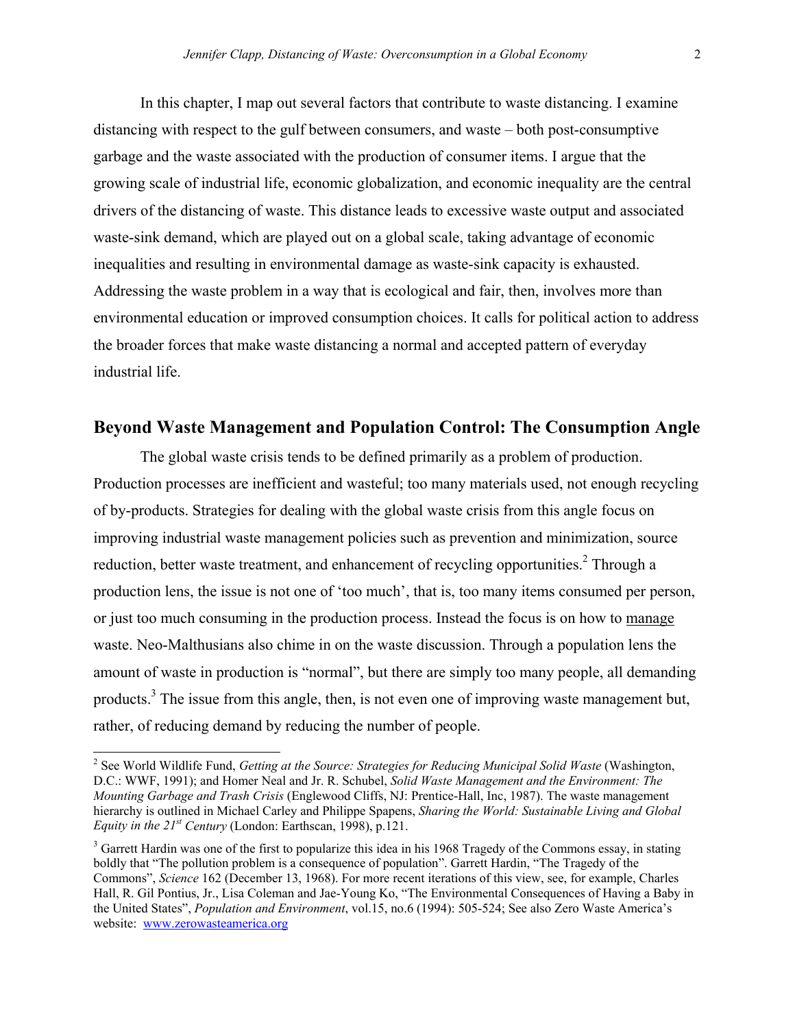In this chapter, I map out several factors that contribute to waste distancing. I examine distancing with respect to the gulf between consumers, and waste – both post-consumptive garbage and the waste associated with the production of consumer items. I argue that the growing scale of industrial life, economic globalization, and economic inequality are the central drivers of the distancing of waste. This distance leads to excessive waste output and associated waste-sink demand, which are played out on a global scale, taking advantage of economic inequalities and resulting in environmental damage as waste-sink capacity is exhausted. Addressing the waste problem in a way that is ecological and fair, then, involves more than environmental education or improved consumption choices. It calls for political action to address the broader forces that make waste distancing a normal and accepted pattern of everyday industrial life.

## Beyond Waste Management and Population Control: The Consumption Angle

The global waste crisis tends to be defined primarily as a problem of production. Production processes are inefficient and wasteful; too many materials used, not enough recycling of by-products. Strategies for dealing with the global waste crisis from this angle focus on improving industrial waste management policies such as prevention and minimization, source reduction, better waste treatment, and enhancement of recycling opportunities.[2] Through a production lens, the issue is not one of 'too much', that is, too many items consumed per person, or just too much consuming in the production process. Instead the focus is on how to <u>manage</u> waste. Neo-Malthusians also chime in on the waste discussion. Through a population lens the amount of waste in production is "normal", but there are simply too many people, all demanding products.[3] The issue from this angle, then, is not even one of improving waste management but, rather, of reducing demand by reducing the number of people.

---

[2] See World Wildlife Fund, *Getting at the Source: Strategies for Reducing Municipal Solid Waste* (Washington, D.C.: WWF, 1991); and Homer Neal and Jr. R. Schubel, *Solid Waste Management and the Environment: The Mounting Garbage and Trash Crisis* (Englewood Cliffs, NJ: Prentice-Hall, Inc, 1987). The waste management hierarchy is outlined in Michael Carley and Philippe Spapens, *Sharing the World: Sustainable Living and Global Equity in the 21st Century* (London: Earthscan, 1998), p.121.

[3] Garrett Hardin was one of the first to popularize this idea in his 1968 Tragedy of the Commons essay, in stating boldly that "The pollution problem is a consequence of population". Garrett Hardin, "The Tragedy of the Commons", *Science* 162 (December 13, 1968). For more recent iterations of this view, see, for example, Charles Hall, R. Gil Pontius, Jr., Lisa Coleman and Jae-Young Ko, "The Environmental Consequences of Having a Baby in the United States", *Population and Environment*, vol.15, no.6 (1994): 505-524; See also Zero Waste America's website: www.zerowasteamerica.org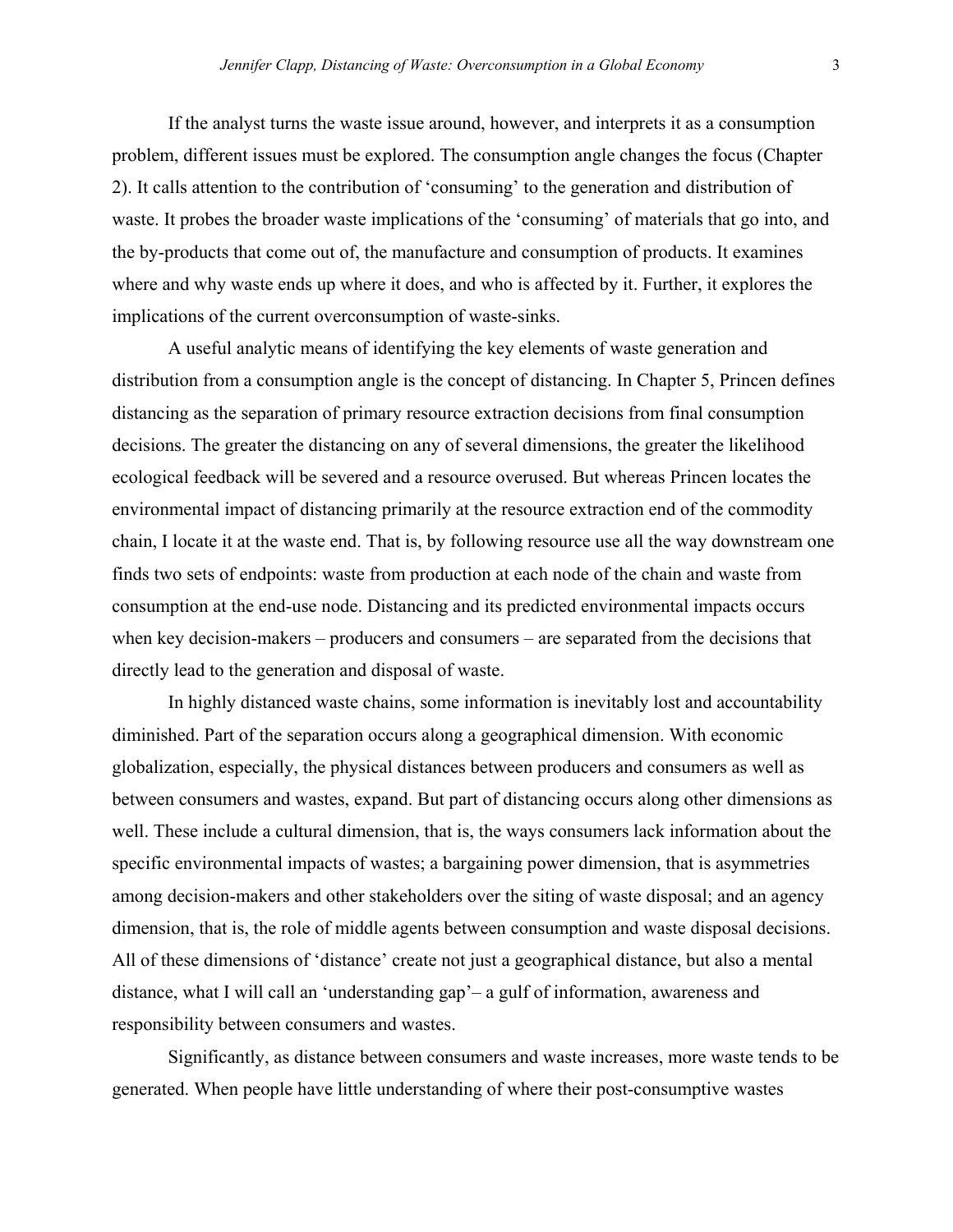If the analyst turns the waste issue around, however, and interprets it as a consumption problem, different issues must be explored. The consumption angle changes the focus (Chapter 2). It calls attention to the contribution of 'consuming' to the generation and distribution of waste. It probes the broader waste implications of the 'consuming' of materials that go into, and the by-products that come out of, the manufacture and consumption of products. It examines where and why waste ends up where it does, and who is affected by it. Further, it explores the implications of the current overconsumption of waste-sinks.

A useful analytic means of identifying the key elements of waste generation and distribution from a consumption angle is the concept of distancing. In Chapter 5, Princen defines distancing as the separation of primary resource extraction decisions from final consumption decisions. The greater the distancing on any of several dimensions, the greater the likelihood ecological feedback will be severed and a resource overused. But whereas Princen locates the environmental impact of distancing primarily at the resource extraction end of the commodity chain, I locate it at the waste end. That is, by following resource use all the way downstream one finds two sets of endpoints: waste from production at each node of the chain and waste from consumption at the end-use node. Distancing and its predicted environmental impacts occurs when key decision-makers – producers and consumers – are separated from the decisions that directly lead to the generation and disposal of waste.

In highly distanced waste chains, some information is inevitably lost and accountability diminished. Part of the separation occurs along a geographical dimension. With economic globalization, especially, the physical distances between producers and consumers as well as between consumers and wastes, expand. But part of distancing occurs along other dimensions as well. These include a cultural dimension, that is, the ways consumers lack information about the specific environmental impacts of wastes; a bargaining power dimension, that is asymmetries among decision-makers and other stakeholders over the siting of waste disposal; and an agency dimension, that is, the role of middle agents between consumption and waste disposal decisions. All of these dimensions of 'distance' create not just a geographical distance, but also a mental distance, what I will call an 'understanding gap'– a gulf of information, awareness and responsibility between consumers and wastes.

Significantly, as distance between consumers and waste increases, more waste tends to be generated. When people have little understanding of where their post-consumptive wastes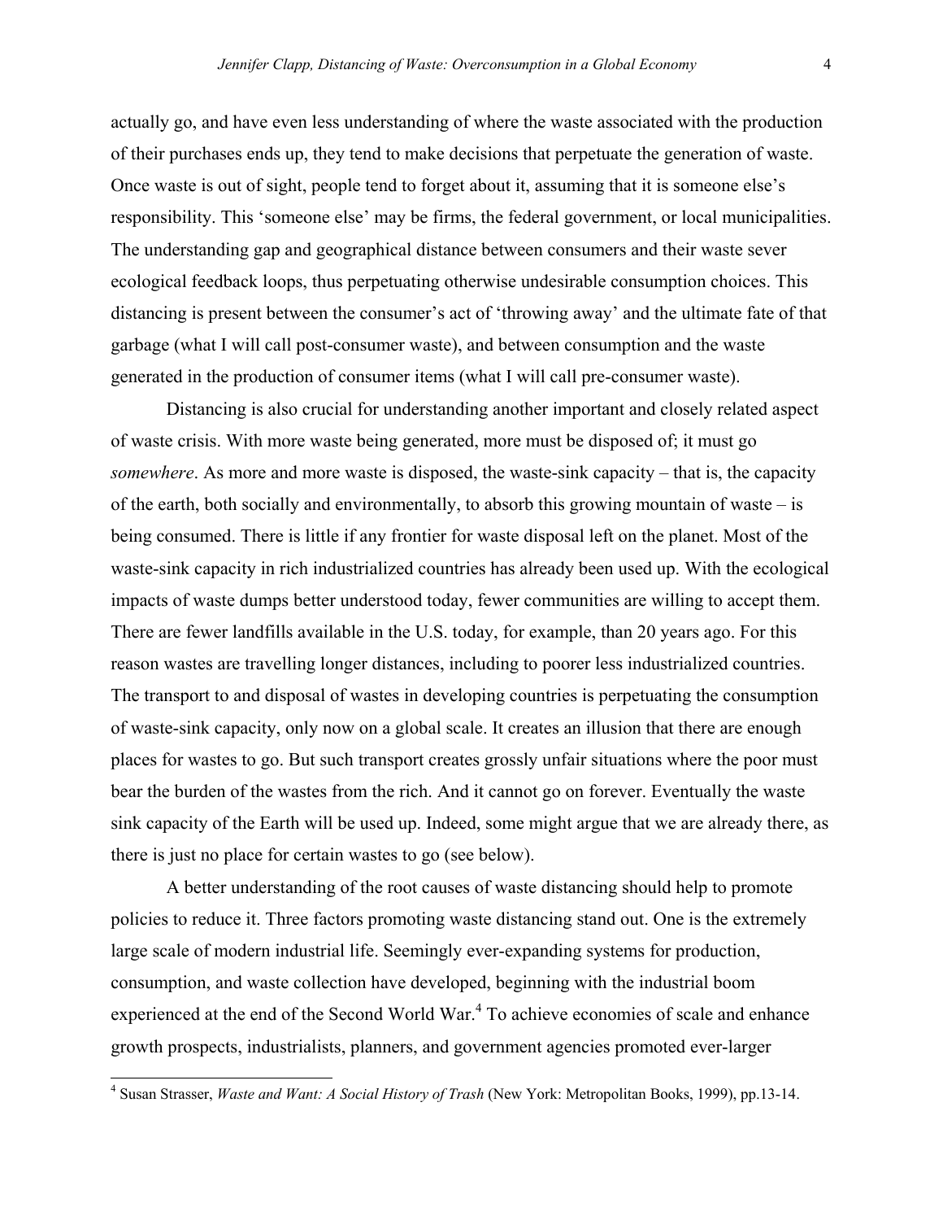actually go, and have even less understanding of where the waste associated with the production of their purchases ends up, they tend to make decisions that perpetuate the generation of waste. Once waste is out of sight, people tend to forget about it, assuming that it is someone else's responsibility. This 'someone else' may be firms, the federal government, or local municipalities. The understanding gap and geographical distance between consumers and their waste sever ecological feedback loops, thus perpetuating otherwise undesirable consumption choices. This distancing is present between the consumer's act of 'throwing away' and the ultimate fate of that garbage (what I will call post-consumer waste), and between consumption and the waste generated in the production of consumer items (what I will call pre-consumer waste).

Distancing is also crucial for understanding another important and closely related aspect of waste crisis. With more waste being generated, more must be disposed of; it must go *somewhere*. As more and more waste is disposed, the waste-sink capacity – that is, the capacity of the earth, both socially and environmentally, to absorb this growing mountain of waste – is being consumed. There is little if any frontier for waste disposal left on the planet. Most of the waste-sink capacity in rich industrialized countries has already been used up. With the ecological impacts of waste dumps better understood today, fewer communities are willing to accept them. There are fewer landfills available in the U.S. today, for example, than 20 years ago. For this reason wastes are travelling longer distances, including to poorer less industrialized countries. The transport to and disposal of wastes in developing countries is perpetuating the consumption of waste-sink capacity, only now on a global scale. It creates an illusion that there are enough places for wastes to go. But such transport creates grossly unfair situations where the poor must bear the burden of the wastes from the rich. And it cannot go on forever. Eventually the waste sink capacity of the Earth will be used up. Indeed, some might argue that we are already there, as there is just no place for certain wastes to go (see below).

A better understanding of the root causes of waste distancing should help to promote policies to reduce it. Three factors promoting waste distancing stand out. One is the extremely large scale of modern industrial life. Seemingly ever-expanding systems for production, consumption, and waste collection have developed, beginning with the industrial boom experienced at the end of the Second World War.[4] To achieve economies of scale and enhance growth prospects, industrialists, planners, and government agencies promoted ever-larger

---

[4] Susan Strasser, *Waste and Want: A Social History of Trash* (New York: Metropolitan Books, 1999), pp.13-14.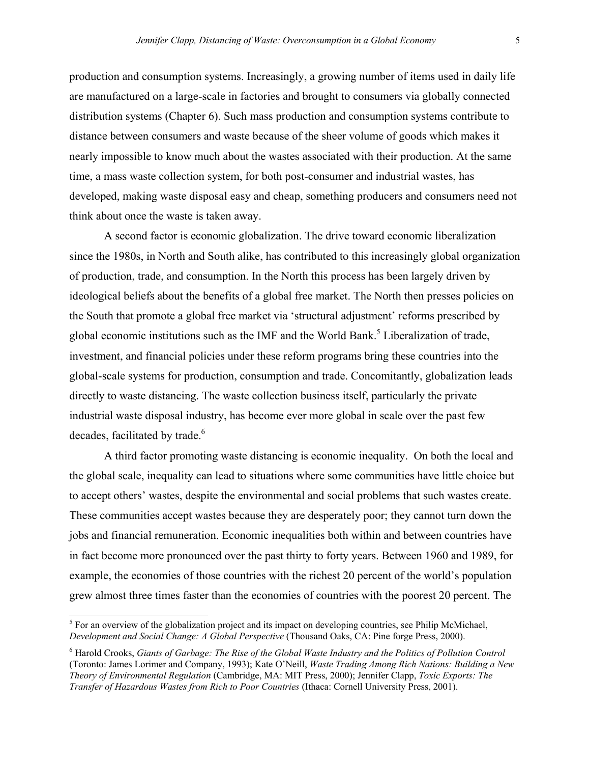production and consumption systems. Increasingly, a growing number of items used in daily life are manufactured on a large-scale in factories and brought to consumers via globally connected distribution systems (Chapter 6). Such mass production and consumption systems contribute to distance between consumers and waste because of the sheer volume of goods which makes it nearly impossible to know much about the wastes associated with their production. At the same time, a mass waste collection system, for both post-consumer and industrial wastes, has developed, making waste disposal easy and cheap, something producers and consumers need not think about once the waste is taken away.

A second factor is economic globalization. The drive toward economic liberalization since the 1980s, in North and South alike, has contributed to this increasingly global organization of production, trade, and consumption. In the North this process has been largely driven by ideological beliefs about the benefits of a global free market. The North then presses policies on the South that promote a global free market via 'structural adjustment' reforms prescribed by global economic institutions such as the IMF and the World Bank.[5] Liberalization of trade, investment, and financial policies under these reform programs bring these countries into the global-scale systems for production, consumption and trade. Concomitantly, globalization leads directly to waste distancing. The waste collection business itself, particularly the private industrial waste disposal industry, has become ever more global in scale over the past few decades, facilitated by trade.[6]

A third factor promoting waste distancing is economic inequality. On both the local and the global scale, inequality can lead to situations where some communities have little choice but to accept others' wastes, despite the environmental and social problems that such wastes create. These communities accept wastes because they are desperately poor; they cannot turn down the jobs and financial remuneration. Economic inequalities both within and between countries have in fact become more pronounced over the past thirty to forty years. Between 1960 and 1989, for example, the economies of those countries with the richest 20 percent of the world's population grew almost three times faster than the economies of countries with the poorest 20 percent. The

[5] For an overview of the globalization project and its impact on developing countries, see Philip McMichael, *Development and Social Change: A Global Perspective* (Thousand Oaks, CA: Pine forge Press, 2000).

[6] Harold Crooks, *Giants of Garbage: The Rise of the Global Waste Industry and the Politics of Pollution Control* (Toronto: James Lorimer and Company, 1993); Kate O'Neill, *Waste Trading Among Rich Nations: Building a New Theory of Environmental Regulation* (Cambridge, MA: MIT Press, 2000); Jennifer Clapp, *Toxic Exports: The Transfer of Hazardous Wastes from Rich to Poor Countries* (Ithaca: Cornell University Press, 2001).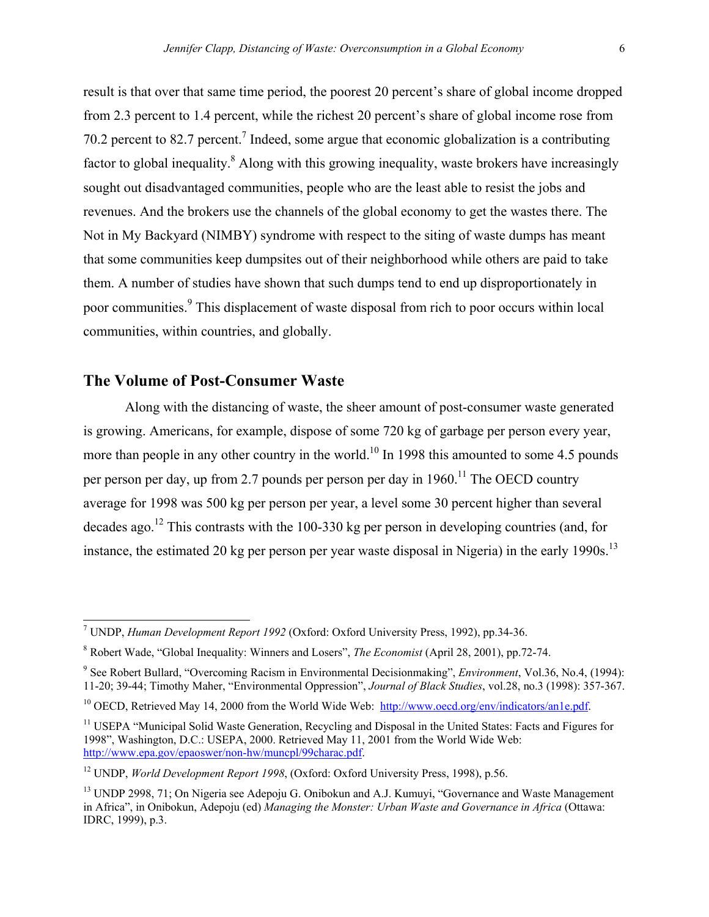result is that over that same time period, the poorest 20 percent's share of global income dropped from 2.3 percent to 1.4 percent, while the richest 20 percent's share of global income rose from 70.2 percent to 82.7 percent.[7] Indeed, some argue that economic globalization is a contributing factor to global inequality.[8] Along with this growing inequality, waste brokers have increasingly sought out disadvantaged communities, people who are the least able to resist the jobs and revenues. And the brokers use the channels of the global economy to get the wastes there. The Not in My Backyard (NIMBY) syndrome with respect to the siting of waste dumps has meant that some communities keep dumpsites out of their neighborhood while others are paid to take them. A number of studies have shown that such dumps tend to end up disproportionately in poor communities.[9] This displacement of waste disposal from rich to poor occurs within local communities, within countries, and globally.

## The Volume of Post-Consumer Waste

Along with the distancing of waste, the sheer amount of post-consumer waste generated is growing. Americans, for example, dispose of some 720 kg of garbage per person every year, more than people in any other country in the world.[10] In 1998 this amounted to some 4.5 pounds per person per day, up from 2.7 pounds per person per day in 1960.[11] The OECD country average for 1998 was 500 kg per person per year, a level some 30 percent higher than several decades ago.[12] This contrasts with the 100-330 kg per person in developing countries (and, for instance, the estimated 20 kg per person per year waste disposal in Nigeria) in the early 1990s.[13]

---

[7] UNDP, *Human Development Report 1992* (Oxford: Oxford University Press, 1992), pp.34-36.

[8] Robert Wade, "Global Inequality: Winners and Losers", *The Economist* (April 28, 2001), pp.72-74.

[9] See Robert Bullard, "Overcoming Racism in Environmental Decisionmaking", *Environment*, Vol.36, No.4, (1994): 11-20; 39-44; Timothy Maher, "Environmental Oppression", *Journal of Black Studies*, vol.28, no.3 (1998): 357-367.

[10] OECD, Retrieved May 14, 2000 from the World Wide Web: http://www.oecd.org/env/indicators/an1e.pdf.

[11] USEPA "Municipal Solid Waste Generation, Recycling and Disposal in the United States: Facts and Figures for 1998", Washington, D.C.: USEPA, 2000. Retrieved May 11, 2001 from the World Wide Web: http://www.epa.gov/epaoswer/non-hw/muncpl/99charac.pdf.

[12] UNDP, *World Development Report 1998*, (Oxford: Oxford University Press, 1998), p.56.

[13] UNDP 2998, 71; On Nigeria see Adepoju G. Onibokun and A.J. Kumuyi, "Governance and Waste Management in Africa", in Onibokun, Adepoju (ed) *Managing the Monster: Urban Waste and Governance in Africa* (Ottawa: IDRC, 1999), p.3.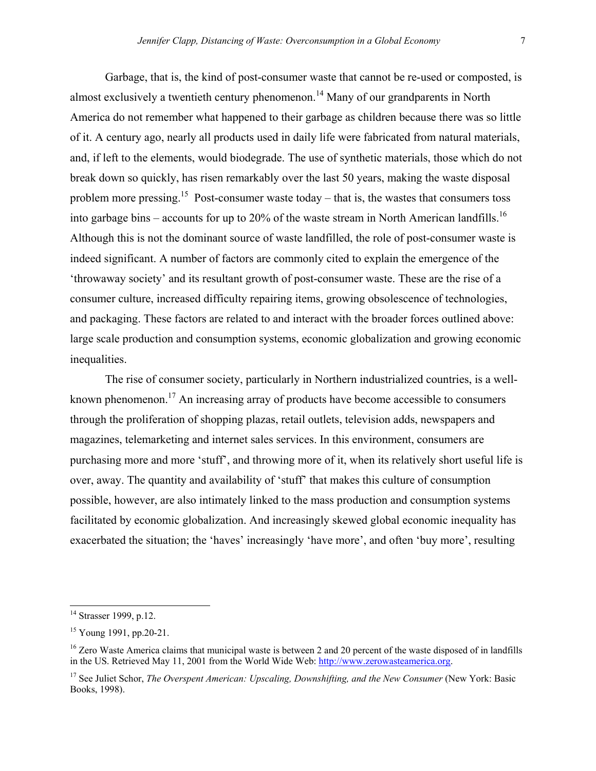Garbage, that is, the kind of post-consumer waste that cannot be re-used or composted, is almost exclusively a twentieth century phenomenon.[14] Many of our grandparents in North America do not remember what happened to their garbage as children because there was so little of it. A century ago, nearly all products used in daily life were fabricated from natural materials, and, if left to the elements, would biodegrade. The use of synthetic materials, those which do not break down so quickly, has risen remarkably over the last 50 years, making the waste disposal problem more pressing.[15] Post-consumer waste today – that is, the wastes that consumers toss into garbage bins – accounts for up to 20% of the waste stream in North American landfills.[16] Although this is not the dominant source of waste landfilled, the role of post-consumer waste is indeed significant. A number of factors are commonly cited to explain the emergence of the 'throwaway society' and its resultant growth of post-consumer waste. These are the rise of a consumer culture, increased difficulty repairing items, growing obsolescence of technologies, and packaging. These factors are related to and interact with the broader forces outlined above: large scale production and consumption systems, economic globalization and growing economic inequalities.

The rise of consumer society, particularly in Northern industrialized countries, is a well-known phenomenon.[17] An increasing array of products have become accessible to consumers through the proliferation of shopping plazas, retail outlets, television adds, newspapers and magazines, telemarketing and internet sales services. In this environment, consumers are purchasing more and more 'stuff', and throwing more of it, when its relatively short useful life is over, away. The quantity and availability of 'stuff' that makes this culture of consumption possible, however, are also intimately linked to the mass production and consumption systems facilitated by economic globalization. And increasingly skewed global economic inequality has exacerbated the situation; the 'haves' increasingly 'have more', and often 'buy more', resulting

---

[14] Strasser 1999, p.12.

[15] Young 1991, pp.20-21.

[16] Zero Waste America claims that municipal waste is between 2 and 20 percent of the waste disposed of in landfills in the US. Retrieved May 11, 2001 from the World Wide Web: http://www.zerowasteamerica.org.

[17] See Juliet Schor, *The Overspent American: Upscaling, Downshifting, and the New Consumer* (New York: Basic Books, 1998).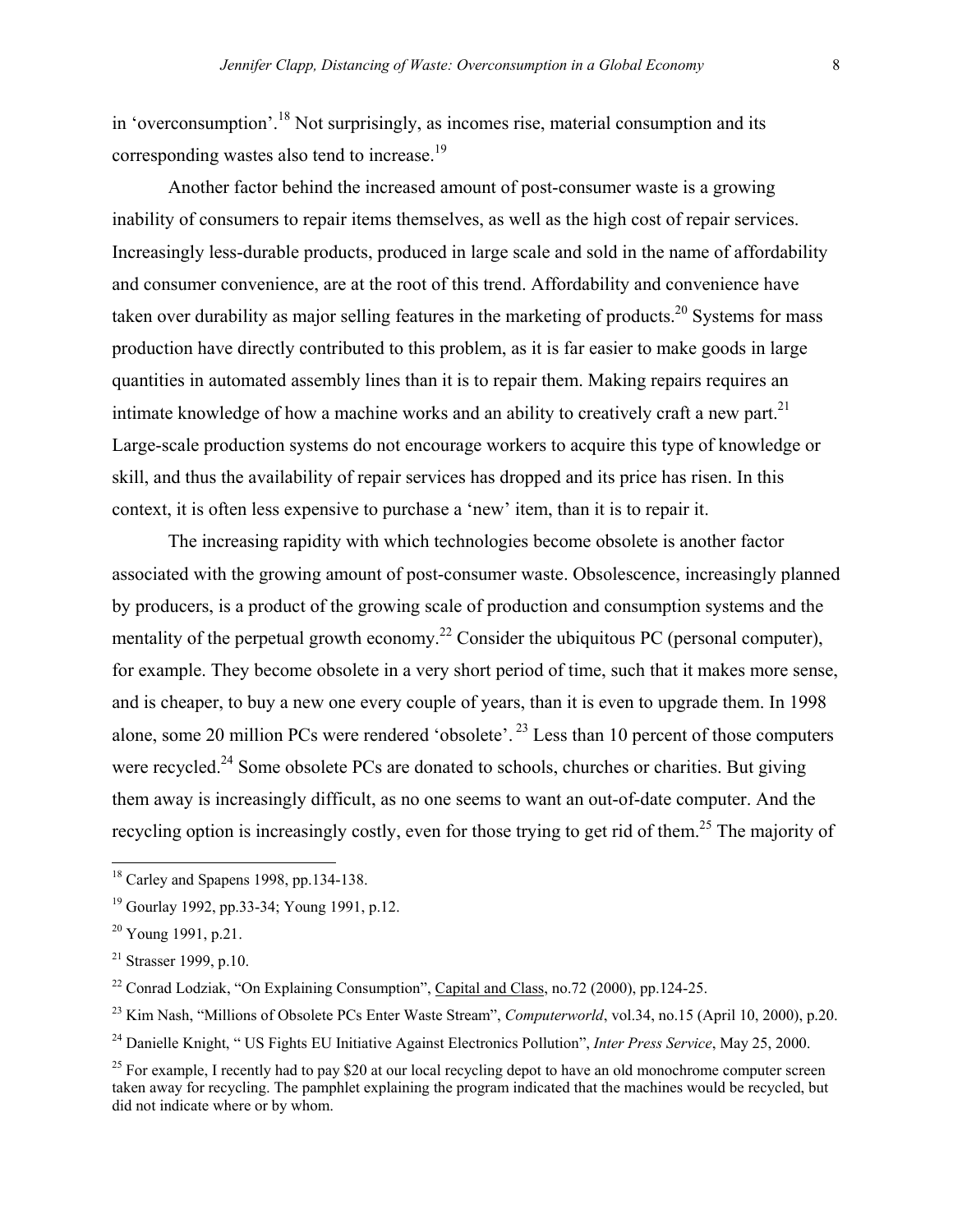in 'overconsumption'.[18] Not surprisingly, as incomes rise, material consumption and its corresponding wastes also tend to increase.[19]

Another factor behind the increased amount of post-consumer waste is a growing inability of consumers to repair items themselves, as well as the high cost of repair services. Increasingly less-durable products, produced in large scale and sold in the name of affordability and consumer convenience, are at the root of this trend. Affordability and convenience have taken over durability as major selling features in the marketing of products.[20] Systems for mass production have directly contributed to this problem, as it is far easier to make goods in large quantities in automated assembly lines than it is to repair them. Making repairs requires an intimate knowledge of how a machine works and an ability to creatively craft a new part.[21] Large-scale production systems do not encourage workers to acquire this type of knowledge or skill, and thus the availability of repair services has dropped and its price has risen. In this context, it is often less expensive to purchase a 'new' item, than it is to repair it.

The increasing rapidity with which technologies become obsolete is another factor associated with the growing amount of post-consumer waste. Obsolescence, increasingly planned by producers, is a product of the growing scale of production and consumption systems and the mentality of the perpetual growth economy.[22] Consider the ubiquitous PC (personal computer), for example. They become obsolete in a very short period of time, such that it makes more sense, and is cheaper, to buy a new one every couple of years, than it is even to upgrade them. In 1998 alone, some 20 million PCs were rendered 'obsolete'.[23] Less than 10 percent of those computers were recycled.[24] Some obsolete PCs are donated to schools, churches or charities. But giving them away is increasingly difficult, as no one seems to want an out-of-date computer. And the recycling option is increasingly costly, even for those trying to get rid of them.[25] The majority of

---

[18] Carley and Spapens 1998, pp.134-138.

[19] Gourlay 1992, pp.33-34; Young 1991, p.12.

[20] Young 1991, p.21.

[21] Strasser 1999, p.10.

[22] Conrad Lodziak, "On Explaining Consumption", Capital and Class, no.72 (2000), pp.124-25.

[23] Kim Nash, "Millions of Obsolete PCs Enter Waste Stream", *Computerworld*, vol.34, no.15 (April 10, 2000), p.20.

[24] Danielle Knight, " US Fights EU Initiative Against Electronics Pollution", *Inter Press Service*, May 25, 2000.

[25] For example, I recently had to pay $20 at our local recycling depot to have an old monochrome computer screen taken away for recycling. The pamphlet explaining the program indicated that the machines would be recycled, but did not indicate where or by whom.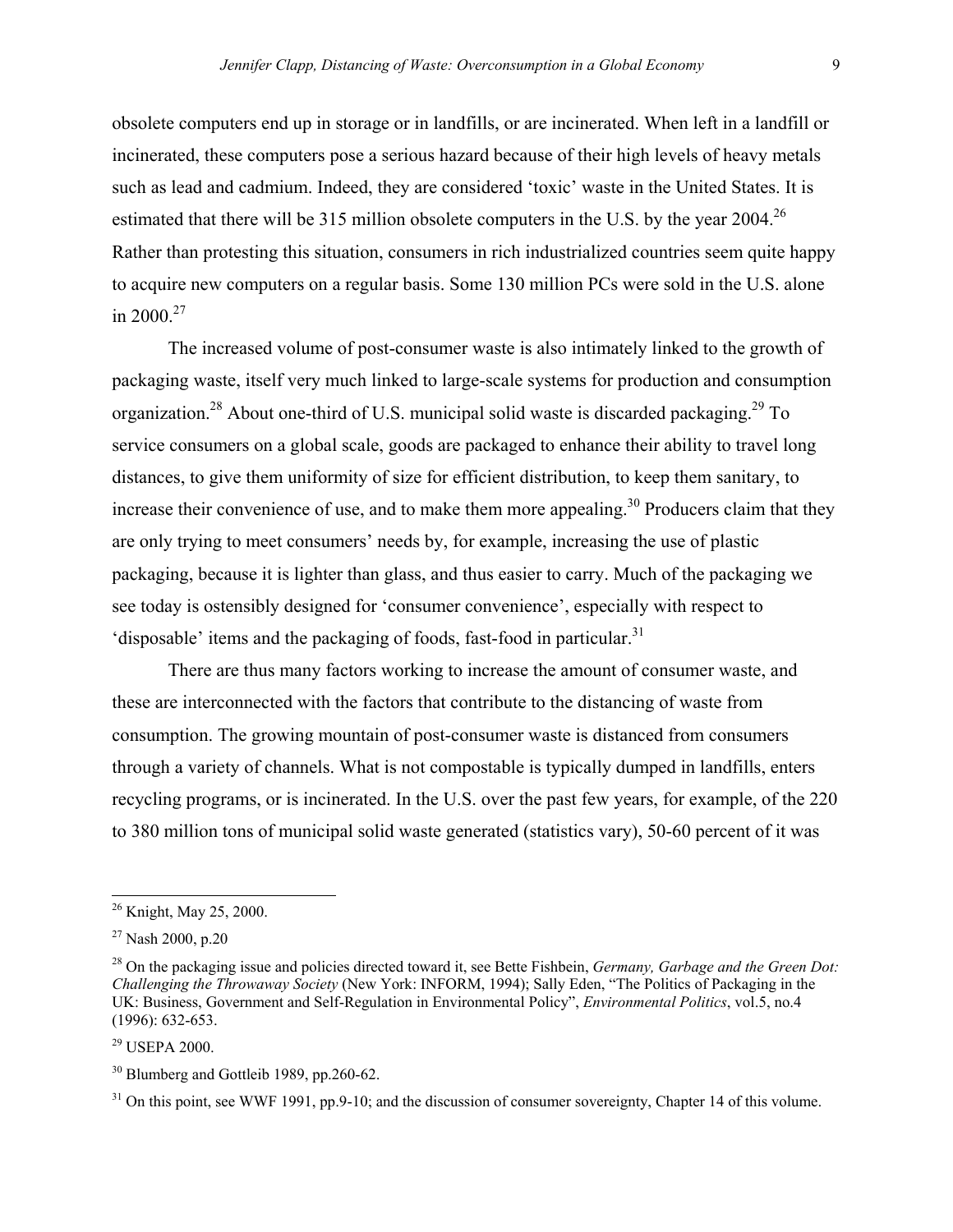obsolete computers end up in storage or in landfills, or are incinerated. When left in a landfill or incinerated, these computers pose a serious hazard because of their high levels of heavy metals such as lead and cadmium. Indeed, they are considered 'toxic' waste in the United States. It is estimated that there will be 315 million obsolete computers in the U.S. by the year 2004.[26] Rather than protesting this situation, consumers in rich industrialized countries seem quite happy to acquire new computers on a regular basis. Some 130 million PCs were sold in the U.S. alone in 2000.[27]

The increased volume of post-consumer waste is also intimately linked to the growth of packaging waste, itself very much linked to large-scale systems for production and consumption organization.[28] About one-third of U.S. municipal solid waste is discarded packaging.[29] To service consumers on a global scale, goods are packaged to enhance their ability to travel long distances, to give them uniformity of size for efficient distribution, to keep them sanitary, to increase their convenience of use, and to make them more appealing.[30] Producers claim that they are only trying to meet consumers' needs by, for example, increasing the use of plastic packaging, because it is lighter than glass, and thus easier to carry. Much of the packaging we see today is ostensibly designed for 'consumer convenience', especially with respect to 'disposable' items and the packaging of foods, fast-food in particular.[31]

There are thus many factors working to increase the amount of consumer waste, and these are interconnected with the factors that contribute to the distancing of waste from consumption. The growing mountain of post-consumer waste is distanced from consumers through a variety of channels. What is not compostable is typically dumped in landfills, enters recycling programs, or is incinerated. In the U.S. over the past few years, for example, of the 220 to 380 million tons of municipal solid waste generated (statistics vary), 50-60 percent of it was

---

[26] Knight, May 25, 2000.

[27] Nash 2000, p.20

[28] On the packaging issue and policies directed toward it, see Bette Fishbein, *Germany, Garbage and the Green Dot: Challenging the Throwaway Society* (New York: INFORM, 1994); Sally Eden, "The Politics of Packaging in the UK: Business, Government and Self-Regulation in Environmental Policy", *Environmental Politics*, vol.5, no.4 (1996): 632-653.

[29] USEPA 2000.

[30] Blumberg and Gottleib 1989, pp.260-62.

[31] On this point, see WWF 1991, pp.9-10; and the discussion of consumer sovereignty, Chapter 14 of this volume.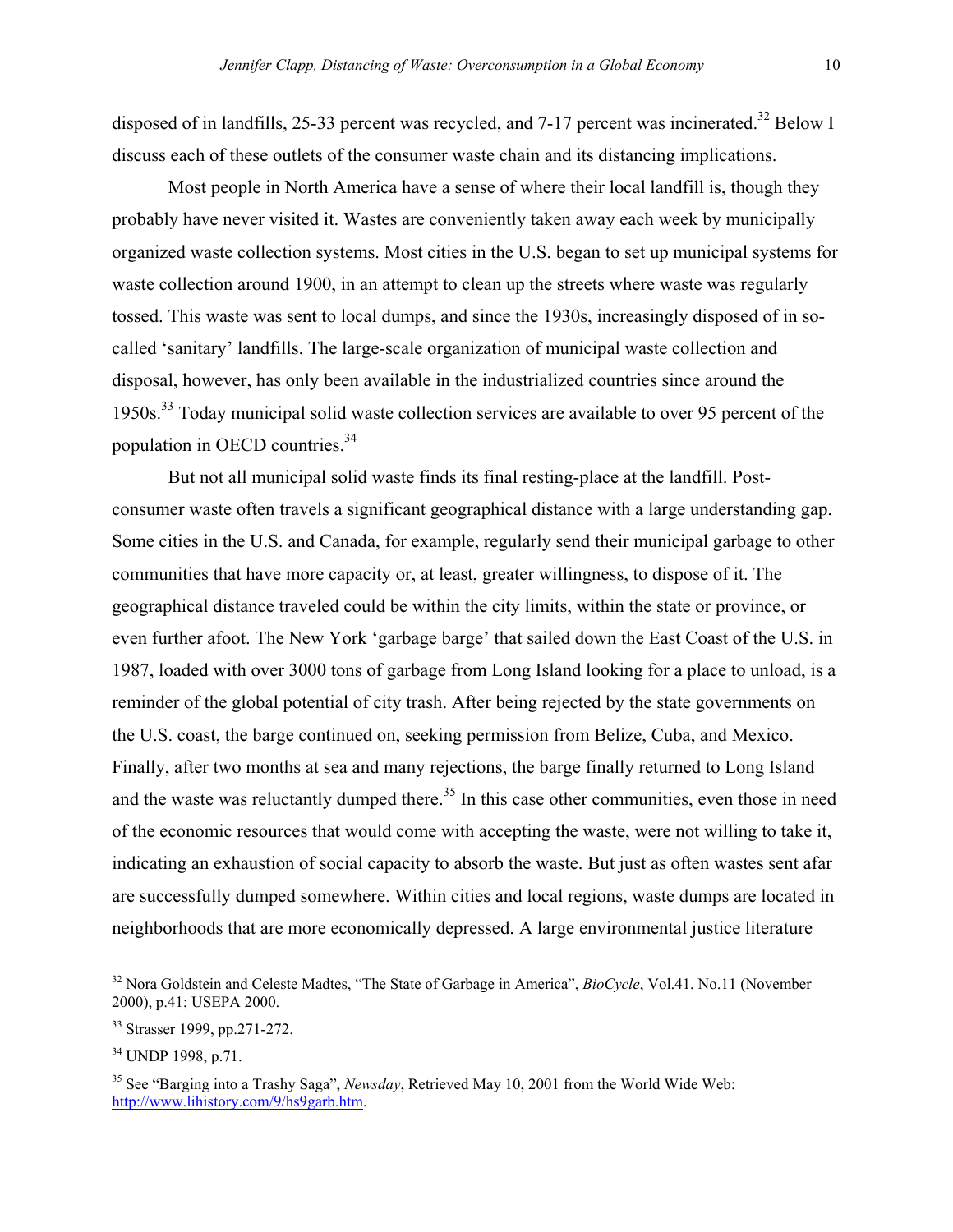disposed of in landfills, 25-33 percent was recycled, and 7-17 percent was incinerated.[32] Below I discuss each of these outlets of the consumer waste chain and its distancing implications.

Most people in North America have a sense of where their local landfill is, though they probably have never visited it. Wastes are conveniently taken away each week by municipally organized waste collection systems. Most cities in the U.S. began to set up municipal systems for waste collection around 1900, in an attempt to clean up the streets where waste was regularly tossed. This waste was sent to local dumps, and since the 1930s, increasingly disposed of in so-called 'sanitary' landfills. The large-scale organization of municipal waste collection and disposal, however, has only been available in the industrialized countries since around the 1950s.[33] Today municipal solid waste collection services are available to over 95 percent of the population in OECD countries.[34]

But not all municipal solid waste finds its final resting-place at the landfill. Post-consumer waste often travels a significant geographical distance with a large understanding gap. Some cities in the U.S. and Canada, for example, regularly send their municipal garbage to other communities that have more capacity or, at least, greater willingness, to dispose of it. The geographical distance traveled could be within the city limits, within the state or province, or even further afoot. The New York 'garbage barge' that sailed down the East Coast of the U.S. in 1987, loaded with over 3000 tons of garbage from Long Island looking for a place to unload, is a reminder of the global potential of city trash. After being rejected by the state governments on the U.S. coast, the barge continued on, seeking permission from Belize, Cuba, and Mexico. Finally, after two months at sea and many rejections, the barge finally returned to Long Island and the waste was reluctantly dumped there.[35] In this case other communities, even those in need of the economic resources that would come with accepting the waste, were not willing to take it, indicating an exhaustion of social capacity to absorb the waste. But just as often wastes sent afar are successfully dumped somewhere. Within cities and local regions, waste dumps are located in neighborhoods that are more economically depressed. A large environmental justice literature

---

[32] Nora Goldstein and Celeste Madtes, "The State of Garbage in America", *BioCycle*, Vol.41, No.11 (November 2000), p.41; USEPA 2000.

[33] Strasser 1999, pp.271-272.

[34] UNDP 1998, p.71.

[35] See "Barging into a Trashy Saga", *Newsday*, Retrieved May 10, 2001 from the World Wide Web: http://www.lihistory.com/9/hs9garb.htm.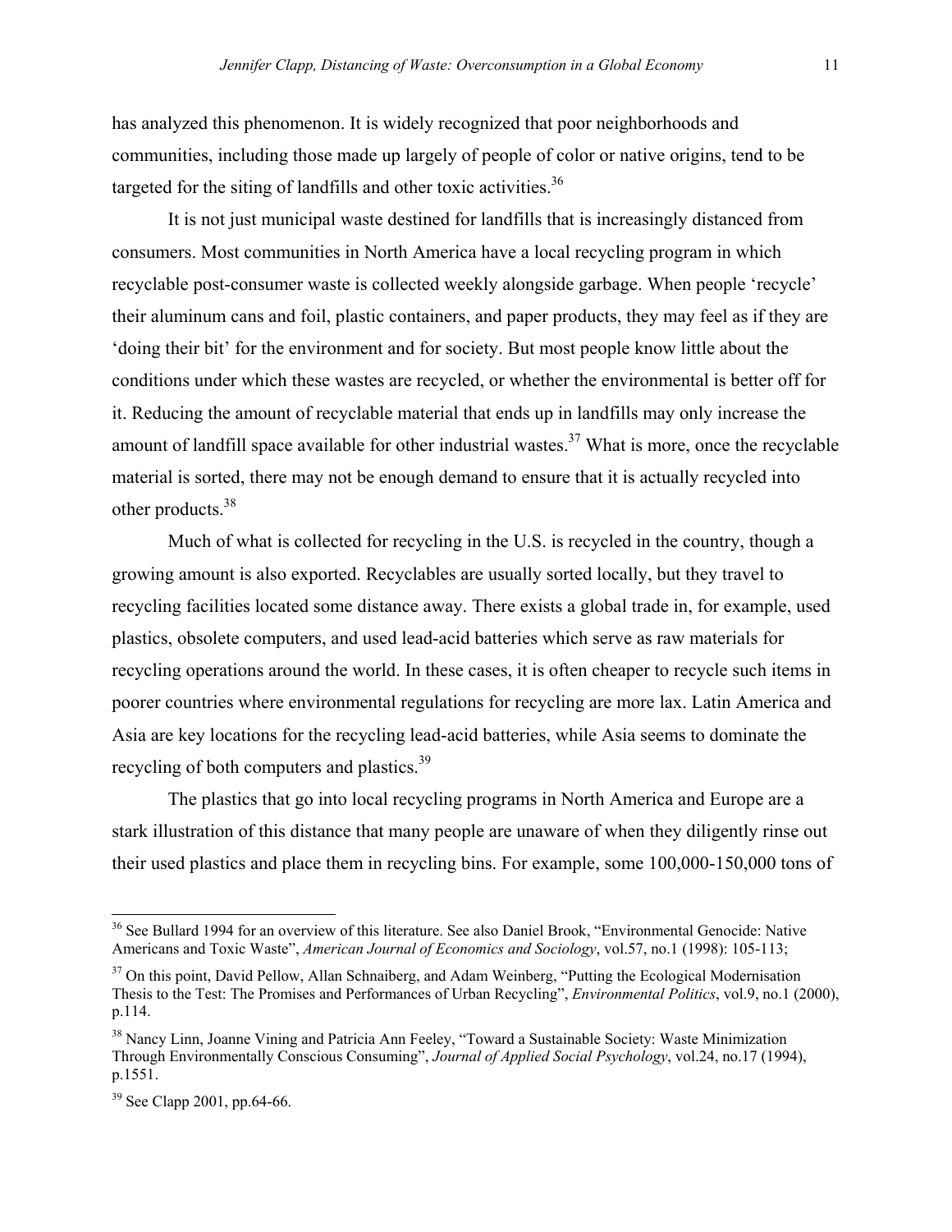has analyzed this phenomenon. It is widely recognized that poor neighborhoods and communities, including those made up largely of people of color or native origins, tend to be targeted for the siting of landfills and other toxic activities.[36]

It is not just municipal waste destined for landfills that is increasingly distanced from consumers. Most communities in North America have a local recycling program in which recyclable post-consumer waste is collected weekly alongside garbage. When people 'recycle' their aluminum cans and foil, plastic containers, and paper products, they may feel as if they are 'doing their bit' for the environment and for society. But most people know little about the conditions under which these wastes are recycled, or whether the environmental is better off for it. Reducing the amount of recyclable material that ends up in landfills may only increase the amount of landfill space available for other industrial wastes.[37] What is more, once the recyclable material is sorted, there may not be enough demand to ensure that it is actually recycled into other products.[38]

Much of what is collected for recycling in the U.S. is recycled in the country, though a growing amount is also exported. Recyclables are usually sorted locally, but they travel to recycling facilities located some distance away. There exists a global trade in, for example, used plastics, obsolete computers, and used lead-acid batteries which serve as raw materials for recycling operations around the world. In these cases, it is often cheaper to recycle such items in poorer countries where environmental regulations for recycling are more lax. Latin America and Asia are key locations for the recycling lead-acid batteries, while Asia seems to dominate the recycling of both computers and plastics.[39]

The plastics that go into local recycling programs in North America and Europe are a stark illustration of this distance that many people are unaware of when they diligently rinse out their used plastics and place them in recycling bins. For example, some 100,000-150,000 tons of

---

[36] See Bullard 1994 for an overview of this literature. See also Daniel Brook, "Environmental Genocide: Native Americans and Toxic Waste", *American Journal of Economics and Sociology*, vol.57, no.1 (1998): 105-113;

[37] On this point, David Pellow, Allan Schnaiberg, and Adam Weinberg, "Putting the Ecological Modernisation Thesis to the Test: The Promises and Performances of Urban Recycling", *Environmental Politics*, vol.9, no.1 (2000), p.114.

[38] Nancy Linn, Joanne Vining and Patricia Ann Feeley, "Toward a Sustainable Society: Waste Minimization Through Environmentally Conscious Consuming", *Journal of Applied Social Psychology*, vol.24, no.17 (1994), p.1551.

[39] See Clapp 2001, pp.64-66.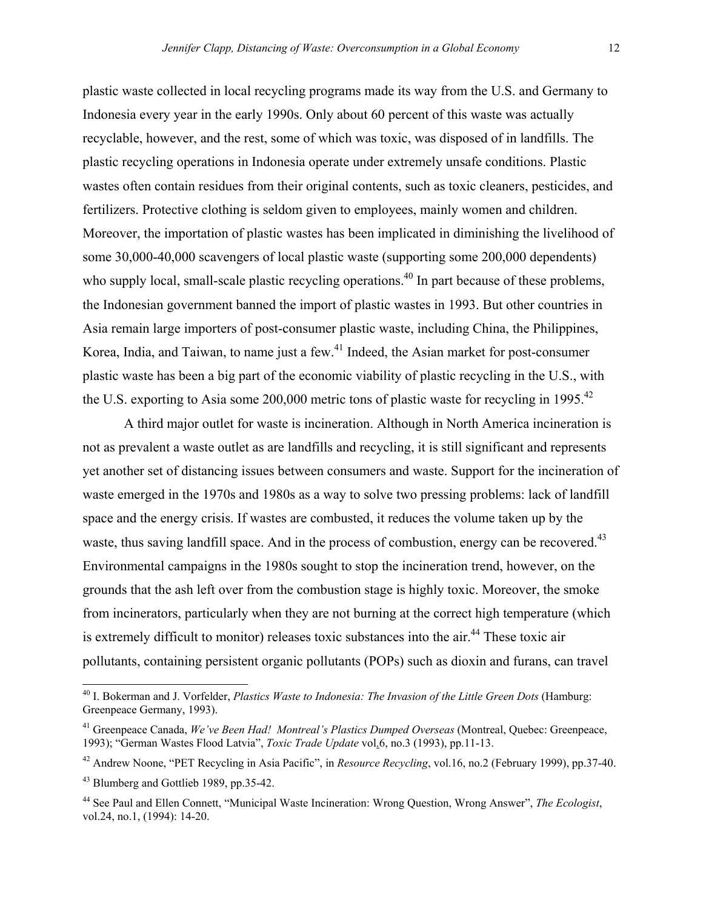plastic waste collected in local recycling programs made its way from the U.S. and Germany to Indonesia every year in the early 1990s. Only about 60 percent of this waste was actually recyclable, however, and the rest, some of which was toxic, was disposed of in landfills. The plastic recycling operations in Indonesia operate under extremely unsafe conditions. Plastic wastes often contain residues from their original contents, such as toxic cleaners, pesticides, and fertilizers. Protective clothing is seldom given to employees, mainly women and children. Moreover, the importation of plastic wastes has been implicated in diminishing the livelihood of some 30,000-40,000 scavengers of local plastic waste (supporting some 200,000 dependents) who supply local, small-scale plastic recycling operations.[40] In part because of these problems, the Indonesian government banned the import of plastic wastes in 1993. But other countries in Asia remain large importers of post-consumer plastic waste, including China, the Philippines, Korea, India, and Taiwan, to name just a few.[41] Indeed, the Asian market for post-consumer plastic waste has been a big part of the economic viability of plastic recycling in the U.S., with the U.S. exporting to Asia some 200,000 metric tons of plastic waste for recycling in 1995.[42]

A third major outlet for waste is incineration. Although in North America incineration is not as prevalent a waste outlet as are landfills and recycling, it is still significant and represents yet another set of distancing issues between consumers and waste. Support for the incineration of waste emerged in the 1970s and 1980s as a way to solve two pressing problems: lack of landfill space and the energy crisis. If wastes are combusted, it reduces the volume taken up by the waste, thus saving landfill space. And in the process of combustion, energy can be recovered.[43] Environmental campaigns in the 1980s sought to stop the incineration trend, however, on the grounds that the ash left over from the combustion stage is highly toxic. Moreover, the smoke from incinerators, particularly when they are not burning at the correct high temperature (which is extremely difficult to monitor) releases toxic substances into the air.[44] These toxic air pollutants, containing persistent organic pollutants (POPs) such as dioxin and furans, can travel

---

[40] I. Bokerman and J. Vorfelder, *Plastics Waste to Indonesia: The Invasion of the Little Green Dots* (Hamburg: Greenpeace Germany, 1993).

[41] Greenpeace Canada, *We've Been Had! Montreal's Plastics Dumped Overseas* (Montreal, Quebec: Greenpeace, 1993); "German Wastes Flood Latvia", *Toxic Trade Update* vol.6, no.3 (1993), pp.11-13.

[42] Andrew Noone, "PET Recycling in Asia Pacific", in *Resource Recycling*, vol.16, no.2 (February 1999), pp.37-40.

[43] Blumberg and Gottlieb 1989, pp.35-42.

[44] See Paul and Ellen Connett, "Municipal Waste Incineration: Wrong Question, Wrong Answer", *The Ecologist*, vol.24, no.1, (1994): 14-20.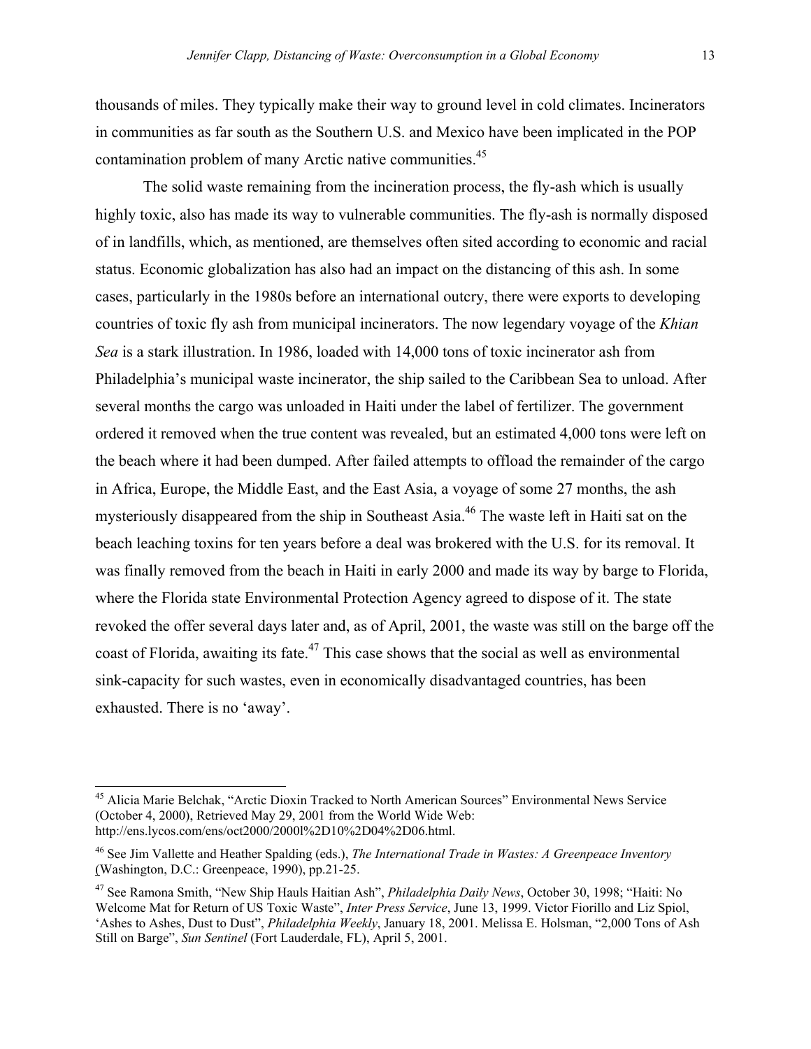thousands of miles. They typically make their way to ground level in cold climates. Incinerators in communities as far south as the Southern U.S. and Mexico have been implicated in the POP contamination problem of many Arctic native communities.[45]

The solid waste remaining from the incineration process, the fly-ash which is usually highly toxic, also has made its way to vulnerable communities. The fly-ash is normally disposed of in landfills, which, as mentioned, are themselves often sited according to economic and racial status. Economic globalization has also had an impact on the distancing of this ash. In some cases, particularly in the 1980s before an international outcry, there were exports to developing countries of toxic fly ash from municipal incinerators. The now legendary voyage of the *Khian Sea* is a stark illustration. In 1986, loaded with 14,000 tons of toxic incinerator ash from Philadelphia's municipal waste incinerator, the ship sailed to the Caribbean Sea to unload. After several months the cargo was unloaded in Haiti under the label of fertilizer. The government ordered it removed when the true content was revealed, but an estimated 4,000 tons were left on the beach where it had been dumped. After failed attempts to offload the remainder of the cargo in Africa, Europe, the Middle East, and the East Asia, a voyage of some 27 months, the ash mysteriously disappeared from the ship in Southeast Asia.[46] The waste left in Haiti sat on the beach leaching toxins for ten years before a deal was brokered with the U.S. for its removal. It was finally removed from the beach in Haiti in early 2000 and made its way by barge to Florida, where the Florida state Environmental Protection Agency agreed to dispose of it. The state revoked the offer several days later and, as of April, 2001, the waste was still on the barge off the coast of Florida, awaiting its fate.[47] This case shows that the social as well as environmental sink-capacity for such wastes, even in economically disadvantaged countries, has been exhausted. There is no 'away'.

---

[45] Alicia Marie Belchak, "Arctic Dioxin Tracked to North American Sources" Environmental News Service (October 4, 2000), Retrieved May 29, 2001 from the World Wide Web: http://ens.lycos.com/ens/oct2000/2000l%2D10%2D04%2D06.html.

[46] See Jim Vallette and Heather Spalding (eds.), *The International Trade in Wastes: A Greenpeace Inventory* (Washington, D.C.: Greenpeace, 1990), pp.21-25.

[47] See Ramona Smith, "New Ship Hauls Haitian Ash", *Philadelphia Daily News*, October 30, 1998; "Haiti: No Welcome Mat for Return of US Toxic Waste", *Inter Press Service*, June 13, 1999. Victor Fiorillo and Liz Spiol, 'Ashes to Ashes, Dust to Dust", *Philadelphia Weekly*, January 18, 2001. Melissa E. Holsman, "2,000 Tons of Ash Still on Barge", *Sun Sentinel* (Fort Lauderdale, FL), April 5, 2001.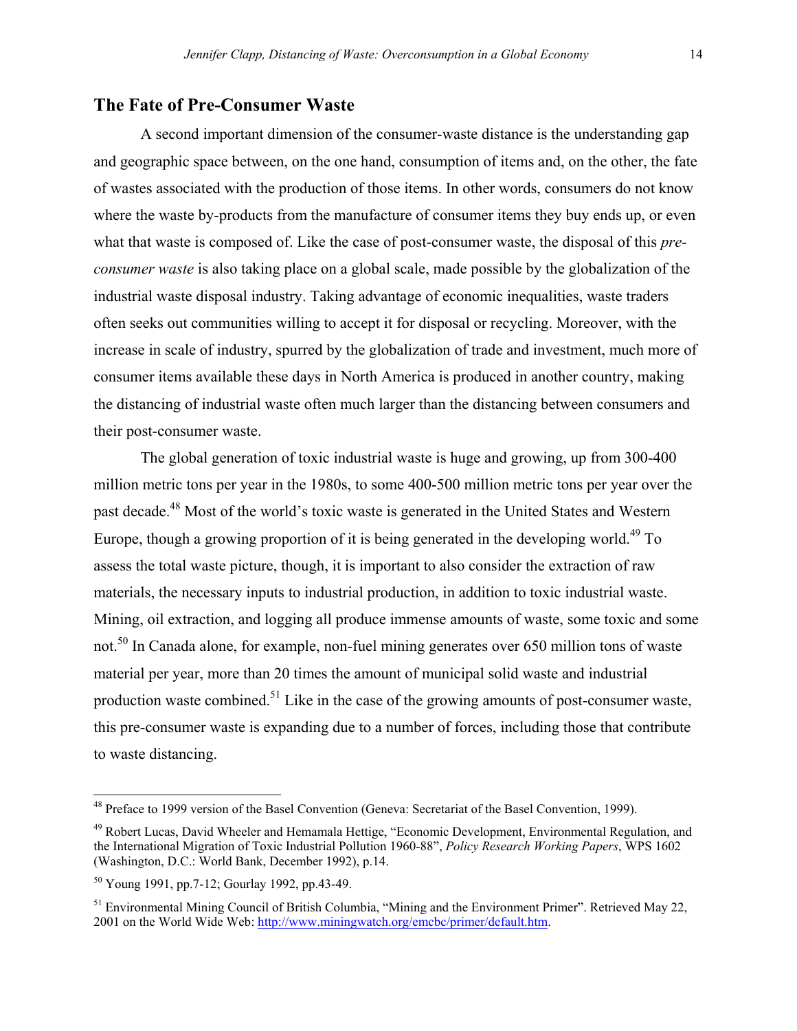## The Fate of Pre-Consumer Waste

A second important dimension of the consumer-waste distance is the understanding gap and geographic space between, on the one hand, consumption of items and, on the other, the fate of wastes associated with the production of those items. In other words, consumers do not know where the waste by-products from the manufacture of consumer items they buy ends up, or even what that waste is composed of. Like the case of post-consumer waste, the disposal of this *pre-consumer waste* is also taking place on a global scale, made possible by the globalization of the industrial waste disposal industry. Taking advantage of economic inequalities, waste traders often seeks out communities willing to accept it for disposal or recycling. Moreover, with the increase in scale of industry, spurred by the globalization of trade and investment, much more of consumer items available these days in North America is produced in another country, making the distancing of industrial waste often much larger than the distancing between consumers and their post-consumer waste.

The global generation of toxic industrial waste is huge and growing, up from 300-400 million metric tons per year in the 1980s, to some 400-500 million metric tons per year over the past decade.[48] Most of the world's toxic waste is generated in the United States and Western Europe, though a growing proportion of it is being generated in the developing world.[49] To assess the total waste picture, though, it is important to also consider the extraction of raw materials, the necessary inputs to industrial production, in addition to toxic industrial waste. Mining, oil extraction, and logging all produce immense amounts of waste, some toxic and some not.[50] In Canada alone, for example, non-fuel mining generates over 650 million tons of waste material per year, more than 20 times the amount of municipal solid waste and industrial production waste combined.[51] Like in the case of the growing amounts of post-consumer waste, this pre-consumer waste is expanding due to a number of forces, including those that contribute to waste distancing.

---

[48] Preface to 1999 version of the Basel Convention (Geneva: Secretariat of the Basel Convention, 1999).

[49] Robert Lucas, David Wheeler and Hemamala Hettige, "Economic Development, Environmental Regulation, and the International Migration of Toxic Industrial Pollution 1960-88", *Policy Research Working Papers*, WPS 1602 (Washington, D.C.: World Bank, December 1992), p.14.

[50] Young 1991, pp.7-12; Gourlay 1992, pp.43-49.

[51] Environmental Mining Council of British Columbia, "Mining and the Environment Primer". Retrieved May 22, 2001 on the World Wide Web: http://www.miningwatch.org/emcbc/primer/default.htm.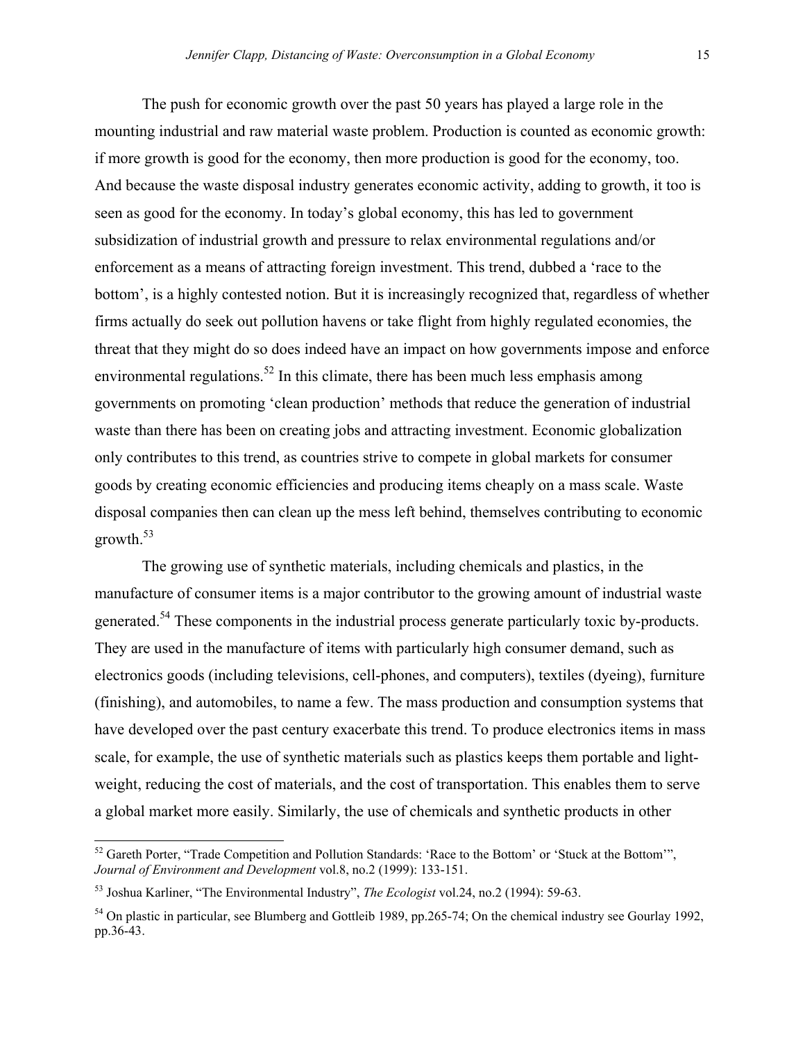The push for economic growth over the past 50 years has played a large role in the mounting industrial and raw material waste problem. Production is counted as economic growth: if more growth is good for the economy, then more production is good for the economy, too. And because the waste disposal industry generates economic activity, adding to growth, it too is seen as good for the economy. In today's global economy, this has led to government subsidization of industrial growth and pressure to relax environmental regulations and/or enforcement as a means of attracting foreign investment. This trend, dubbed a 'race to the bottom', is a highly contested notion. But it is increasingly recognized that, regardless of whether firms actually do seek out pollution havens or take flight from highly regulated economies, the threat that they might do so does indeed have an impact on how governments impose and enforce environmental regulations.[52] In this climate, there has been much less emphasis among governments on promoting 'clean production' methods that reduce the generation of industrial waste than there has been on creating jobs and attracting investment. Economic globalization only contributes to this trend, as countries strive to compete in global markets for consumer goods by creating economic efficiencies and producing items cheaply on a mass scale. Waste disposal companies then can clean up the mess left behind, themselves contributing to economic growth.[53]

The growing use of synthetic materials, including chemicals and plastics, in the manufacture of consumer items is a major contributor to the growing amount of industrial waste generated.[54] These components in the industrial process generate particularly toxic by-products. They are used in the manufacture of items with particularly high consumer demand, such as electronics goods (including televisions, cell-phones, and computers), textiles (dyeing), furniture (finishing), and automobiles, to name a few. The mass production and consumption systems that have developed over the past century exacerbate this trend. To produce electronics items in mass scale, for example, the use of synthetic materials such as plastics keeps them portable and light-weight, reducing the cost of materials, and the cost of transportation. This enables them to serve a global market more easily. Similarly, the use of chemicals and synthetic products in other

---

[52] Gareth Porter, "Trade Competition and Pollution Standards: 'Race to the Bottom' or 'Stuck at the Bottom'", *Journal of Environment and Development* vol.8, no.2 (1999): 133-151.

[53] Joshua Karliner, "The Environmental Industry", *The Ecologist* vol.24, no.2 (1994): 59-63.

[54] On plastic in particular, see Blumberg and Gottlieb 1989, pp.265-74; On the chemical industry see Gourlay 1992, pp.36-43.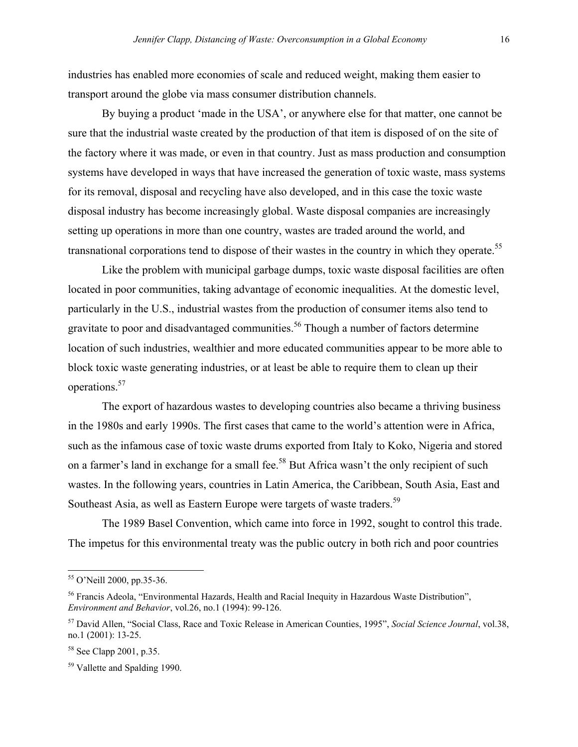industries has enabled more economies of scale and reduced weight, making them easier to transport around the globe via mass consumer distribution channels.

By buying a product 'made in the USA', or anywhere else for that matter, one cannot be sure that the industrial waste created by the production of that item is disposed of on the site of the factory where it was made, or even in that country. Just as mass production and consumption systems have developed in ways that have increased the generation of toxic waste, mass systems for its removal, disposal and recycling have also developed, and in this case the toxic waste disposal industry has become increasingly global. Waste disposal companies are increasingly setting up operations in more than one country, wastes are traded around the world, and transnational corporations tend to dispose of their wastes in the country in which they operate.[55]

Like the problem with municipal garbage dumps, toxic waste disposal facilities are often located in poor communities, taking advantage of economic inequalities. At the domestic level, particularly in the U.S., industrial wastes from the production of consumer items also tend to gravitate to poor and disadvantaged communities.[56] Though a number of factors determine location of such industries, wealthier and more educated communities appear to be more able to block toxic waste generating industries, or at least be able to require them to clean up their operations.[57]

The export of hazardous wastes to developing countries also became a thriving business in the 1980s and early 1990s. The first cases that came to the world's attention were in Africa, such as the infamous case of toxic waste drums exported from Italy to Koko, Nigeria and stored on a farmer's land in exchange for a small fee.[58] But Africa wasn't the only recipient of such wastes. In the following years, countries in Latin America, the Caribbean, South Asia, East and Southeast Asia, as well as Eastern Europe were targets of waste traders.[59]

The 1989 Basel Convention, which came into force in 1992, sought to control this trade. The impetus for this environmental treaty was the public outcry in both rich and poor countries

---

[55] O'Neill 2000, pp.35-36.

[56] Francis Adeola, "Environmental Hazards, Health and Racial Inequity in Hazardous Waste Distribution", *Environment and Behavior*, vol.26, no.1 (1994): 99-126.

[57] David Allen, "Social Class, Race and Toxic Release in American Counties, 1995", *Social Science Journal*, vol.38, no.1 (2001): 13-25.

[58] See Clapp 2001, p.35.

[59] Vallette and Spalding 1990.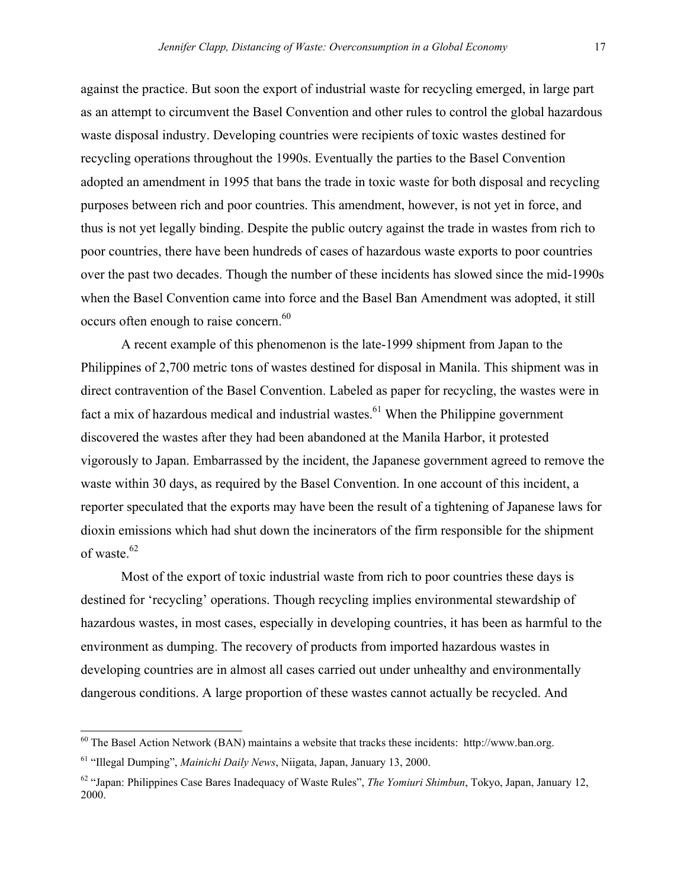against the practice. But soon the export of industrial waste for recycling emerged, in large part as an attempt to circumvent the Basel Convention and other rules to control the global hazardous waste disposal industry. Developing countries were recipients of toxic wastes destined for recycling operations throughout the 1990s. Eventually the parties to the Basel Convention adopted an amendment in 1995 that bans the trade in toxic waste for both disposal and recycling purposes between rich and poor countries. This amendment, however, is not yet in force, and thus is not yet legally binding. Despite the public outcry against the trade in wastes from rich to poor countries, there have been hundreds of cases of hazardous waste exports to poor countries over the past two decades. Though the number of these incidents has slowed since the mid-1990s when the Basel Convention came into force and the Basel Ban Amendment was adopted, it still occurs often enough to raise concern.[60]

A recent example of this phenomenon is the late-1999 shipment from Japan to the Philippines of 2,700 metric tons of wastes destined for disposal in Manila. This shipment was in direct contravention of the Basel Convention. Labeled as paper for recycling, the wastes were in fact a mix of hazardous medical and industrial wastes.[61] When the Philippine government discovered the wastes after they had been abandoned at the Manila Harbor, it protested vigorously to Japan. Embarrassed by the incident, the Japanese government agreed to remove the waste within 30 days, as required by the Basel Convention. In one account of this incident, a reporter speculated that the exports may have been the result of a tightening of Japanese laws for dioxin emissions which had shut down the incinerators of the firm responsible for the shipment of waste.[62]

Most of the export of toxic industrial waste from rich to poor countries these days is destined for 'recycling' operations. Though recycling implies environmental stewardship of hazardous wastes, in most cases, especially in developing countries, it has been as harmful to the environment as dumping. The recovery of products from imported hazardous wastes in developing countries are in almost all cases carried out under unhealthy and environmentally dangerous conditions. A large proportion of these wastes cannot actually be recycled. And

---

[60] The Basel Action Network (BAN) maintains a website that tracks these incidents: http://www.ban.org.

[61] "Illegal Dumping", *Mainichi Daily News*, Niigata, Japan, January 13, 2000.

[62] "Japan: Philippines Case Bares Inadequacy of Waste Rules", *The Yomiuri Shimbun*, Tokyo, Japan, January 12, 2000.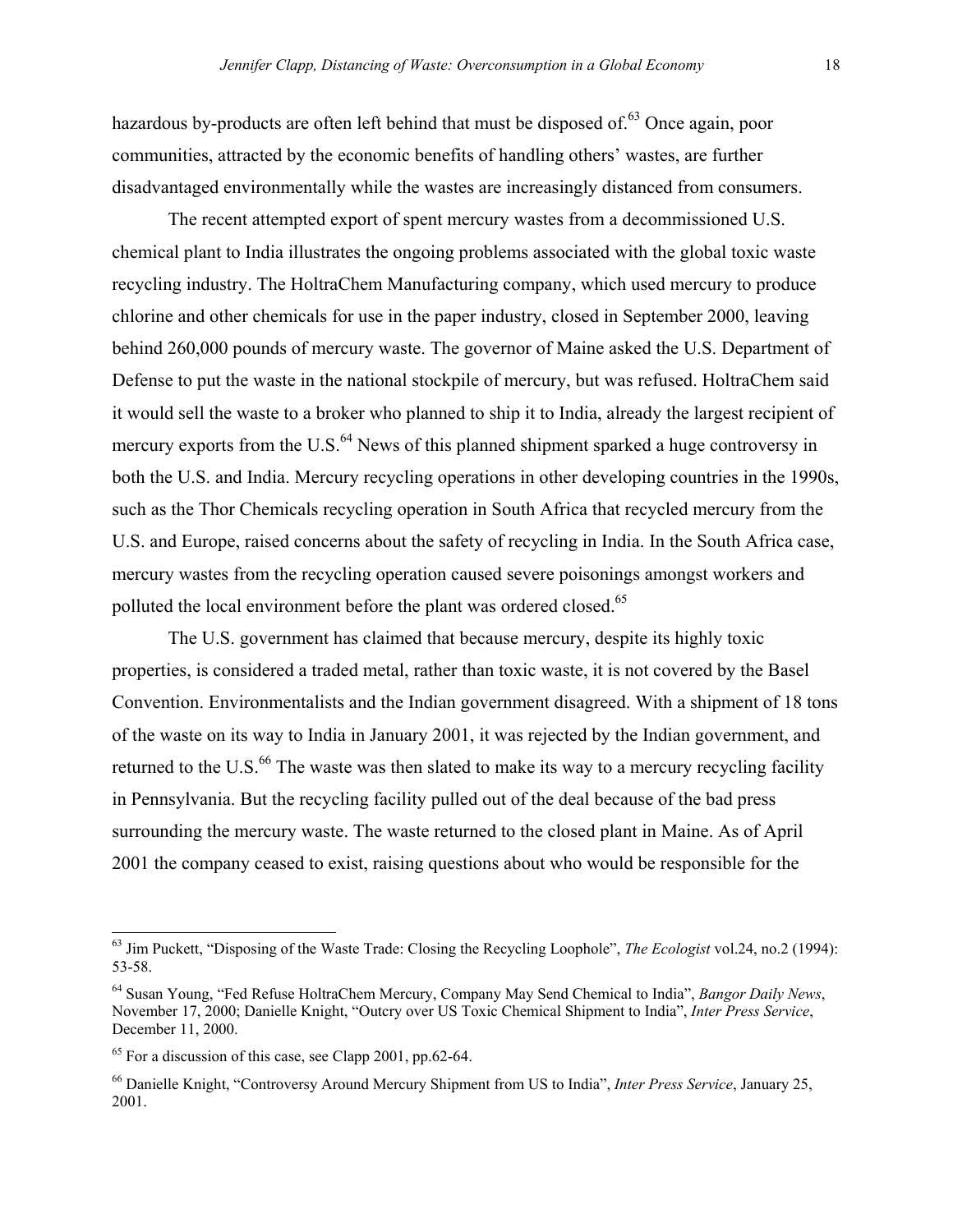hazardous by-products are often left behind that must be disposed of.[63] Once again, poor communities, attracted by the economic benefits of handling others' wastes, are further disadvantaged environmentally while the wastes are increasingly distanced from consumers.

The recent attempted export of spent mercury wastes from a decommissioned U.S. chemical plant to India illustrates the ongoing problems associated with the global toxic waste recycling industry. The HoltraChem Manufacturing company, which used mercury to produce chlorine and other chemicals for use in the paper industry, closed in September 2000, leaving behind 260,000 pounds of mercury waste. The governor of Maine asked the U.S. Department of Defense to put the waste in the national stockpile of mercury, but was refused. HoltraChem said it would sell the waste to a broker who planned to ship it to India, already the largest recipient of mercury exports from the U.S.[64] News of this planned shipment sparked a huge controversy in both the U.S. and India. Mercury recycling operations in other developing countries in the 1990s, such as the Thor Chemicals recycling operation in South Africa that recycled mercury from the U.S. and Europe, raised concerns about the safety of recycling in India. In the South Africa case, mercury wastes from the recycling operation caused severe poisonings amongst workers and polluted the local environment before the plant was ordered closed.[65]

The U.S. government has claimed that because mercury, despite its highly toxic properties, is considered a traded metal, rather than toxic waste, it is not covered by the Basel Convention. Environmentalists and the Indian government disagreed. With a shipment of 18 tons of the waste on its way to India in January 2001, it was rejected by the Indian government, and returned to the U.S.[66] The waste was then slated to make its way to a mercury recycling facility in Pennsylvania. But the recycling facility pulled out of the deal because of the bad press surrounding the mercury waste. The waste returned to the closed plant in Maine. As of April 2001 the company ceased to exist, raising questions about who would be responsible for the

---

[63] Jim Puckett, "Disposing of the Waste Trade: Closing the Recycling Loophole", *The Ecologist* vol.24, no.2 (1994): 53-58.

[64] Susan Young, "Fed Refuse HoltraChem Mercury, Company May Send Chemical to India", *Bangor Daily News*, November 17, 2000; Danielle Knight, "Outcry over US Toxic Chemical Shipment to India", *Inter Press Service*, December 11, 2000.

[65] For a discussion of this case, see Clapp 2001, pp.62-64.

[66] Danielle Knight, "Controversy Around Mercury Shipment from US to India", *Inter Press Service*, January 25, 2001.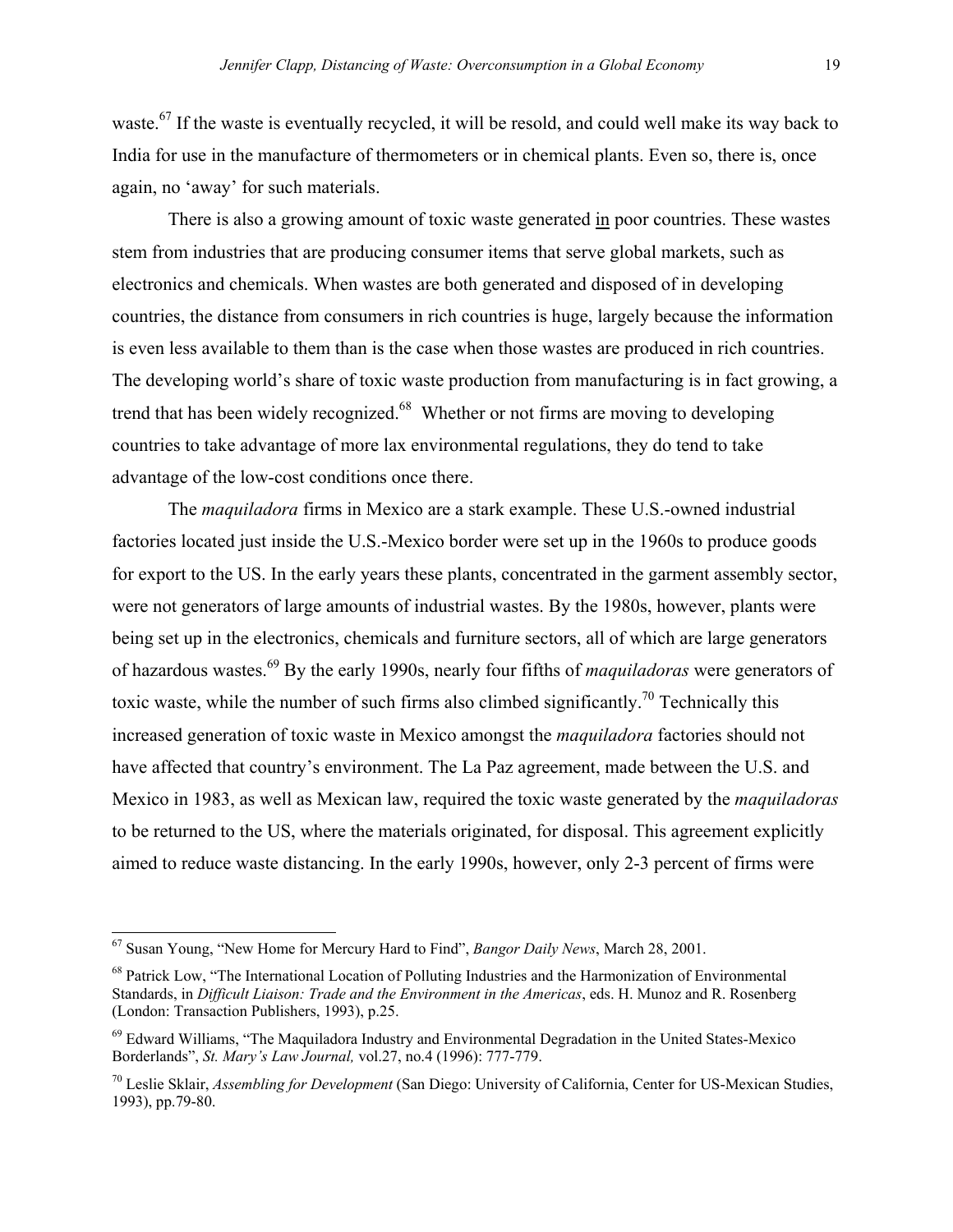waste.[67] If the waste is eventually recycled, it will be resold, and could well make its way back to India for use in the manufacture of thermometers or in chemical plants. Even so, there is, once again, no 'away' for such materials.

There is also a growing amount of toxic waste generated <u>in</u> poor countries. These wastes stem from industries that are producing consumer items that serve global markets, such as electronics and chemicals. When wastes are both generated and disposed of in developing countries, the distance from consumers in rich countries is huge, largely because the information is even less available to them than is the case when those wastes are produced in rich countries. The developing world's share of toxic waste production from manufacturing is in fact growing, a trend that has been widely recognized.[68] Whether or not firms are moving to developing countries to take advantage of more lax environmental regulations, they do tend to take advantage of the low-cost conditions once there.

The *maquiladora* firms in Mexico are a stark example. These U.S.-owned industrial factories located just inside the U.S.-Mexico border were set up in the 1960s to produce goods for export to the US. In the early years these plants, concentrated in the garment assembly sector, were not generators of large amounts of industrial wastes. By the 1980s, however, plants were being set up in the electronics, chemicals and furniture sectors, all of which are large generators of hazardous wastes.[69] By the early 1990s, nearly four fifths of *maquiladoras* were generators of toxic waste, while the number of such firms also climbed significantly.[70] Technically this increased generation of toxic waste in Mexico amongst the *maquiladora* factories should not have affected that country's environment. The La Paz agreement, made between the U.S. and Mexico in 1983, as well as Mexican law, required the toxic waste generated by the *maquiladoras* to be returned to the US, where the materials originated, for disposal. This agreement explicitly aimed to reduce waste distancing. In the early 1990s, however, only 2-3 percent of firms were

---

[67] Susan Young, "New Home for Mercury Hard to Find", *Bangor Daily News*, March 28, 2001.

[68] Patrick Low, "The International Location of Polluting Industries and the Harmonization of Environmental Standards, in *Difficult Liaison: Trade and the Environment in the Americas*, eds. H. Munoz and R. Rosenberg (London: Transaction Publishers, 1993), p.25.

[69] Edward Williams, "The Maquiladora Industry and Environmental Degradation in the United States-Mexico Borderlands", *St. Mary's Law Journal,* vol.27, no.4 (1996): 777-779.

[70] Leslie Sklair, *Assembling for Development* (San Diego: University of California, Center for US-Mexican Studies, 1993), pp.79-80.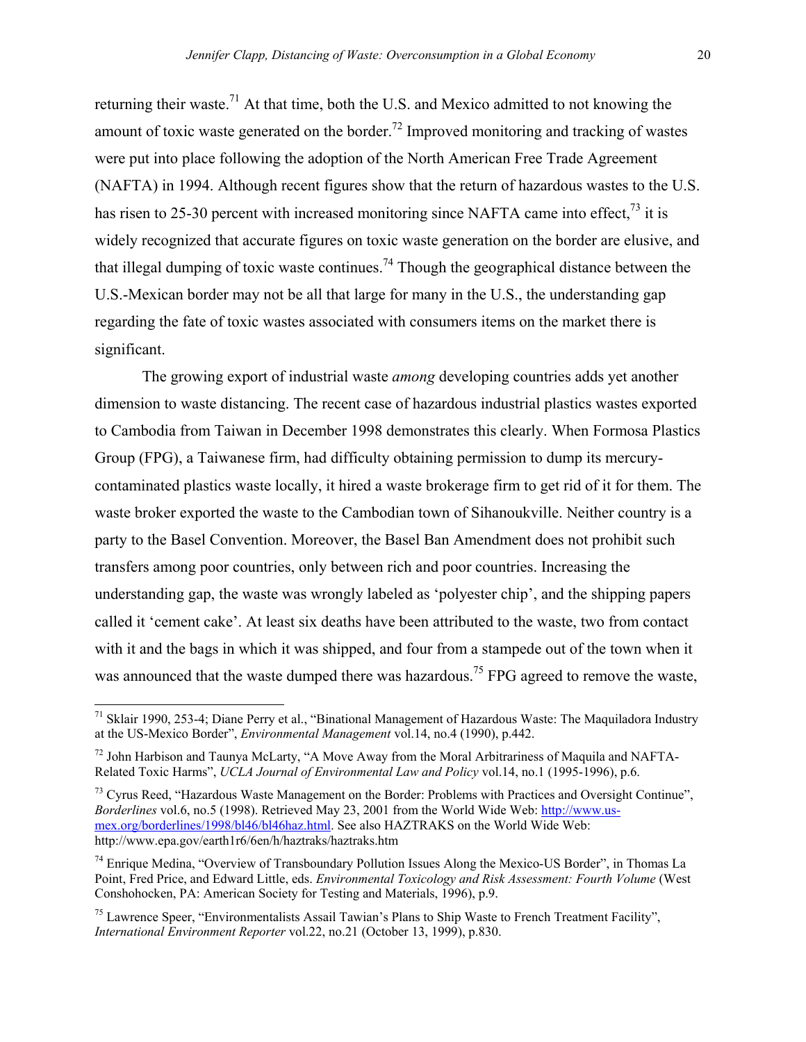returning their waste.[71] At that time, both the U.S. and Mexico admitted to not knowing the amount of toxic waste generated on the border.[72] Improved monitoring and tracking of wastes were put into place following the adoption of the North American Free Trade Agreement (NAFTA) in 1994. Although recent figures show that the return of hazardous wastes to the U.S. has risen to 25-30 percent with increased monitoring since NAFTA came into effect,[73] it is widely recognized that accurate figures on toxic waste generation on the border are elusive, and that illegal dumping of toxic waste continues.[74] Though the geographical distance between the U.S.-Mexican border may not be all that large for many in the U.S., the understanding gap regarding the fate of toxic wastes associated with consumers items on the market there is significant.

The growing export of industrial waste *among* developing countries adds yet another dimension to waste distancing. The recent case of hazardous industrial plastics wastes exported to Cambodia from Taiwan in December 1998 demonstrates this clearly. When Formosa Plastics Group (FPG), a Taiwanese firm, had difficulty obtaining permission to dump its mercury-contaminated plastics waste locally, it hired a waste brokerage firm to get rid of it for them. The waste broker exported the waste to the Cambodian town of Sihanoukville. Neither country is a party to the Basel Convention. Moreover, the Basel Ban Amendment does not prohibit such transfers among poor countries, only between rich and poor countries. Increasing the understanding gap, the waste was wrongly labeled as 'polyester chip', and the shipping papers called it 'cement cake'. At least six deaths have been attributed to the waste, two from contact with it and the bags in which it was shipped, and four from a stampede out of the town when it was announced that the waste dumped there was hazardous.[75] FPG agreed to remove the waste,

---

[71] Sklair 1990, 253-4; Diane Perry et al., "Binational Management of Hazardous Waste: The Maquiladora Industry at the US-Mexico Border", *Environmental Management* vol.14, no.4 (1990), p.442.

[72] John Harbison and Taunya McLarty, "A Move Away from the Moral Arbitrariness of Maquila and NAFTA-Related Toxic Harms", *UCLA Journal of Environmental Law and Policy* vol.14, no.1 (1995-1996), p.6.

[73] Cyrus Reed, "Hazardous Waste Management on the Border: Problems with Practices and Oversight Continue", *Borderlines* vol.6, no.5 (1998). Retrieved May 23, 2001 from the World Wide Web: http://www.us-mex.org/borderlines/1998/bl46/bl46haz.html. See also HAZTRAKS on the World Wide Web: http://www.epa.gov/earth1r6/6en/h/haztraks/haztraks.htm

[74] Enrique Medina, "Overview of Transboundary Pollution Issues Along the Mexico-US Border", in Thomas La Point, Fred Price, and Edward Little, eds. *Environmental Toxicology and Risk Assessment: Fourth Volume* (West Conshohocken, PA: American Society for Testing and Materials, 1996), p.9.

[75] Lawrence Speer, "Environmentalists Assail Tawian's Plans to Ship Waste to French Treatment Facility", *International Environment Reporter* vol.22, no.21 (October 13, 1999), p.830.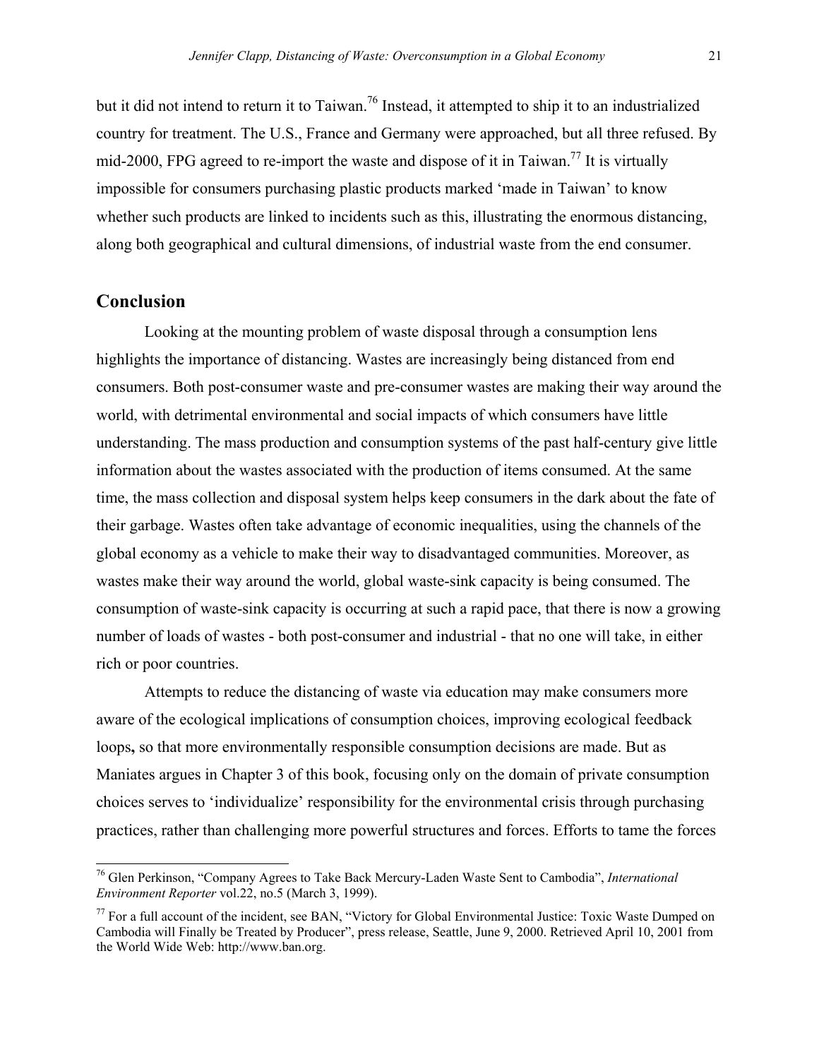but it did not intend to return it to Taiwan.[76] Instead, it attempted to ship it to an industrialized country for treatment. The U.S., France and Germany were approached, but all three refused. By mid-2000, FPG agreed to re-import the waste and dispose of it in Taiwan.[77] It is virtually impossible for consumers purchasing plastic products marked 'made in Taiwan' to know whether such products are linked to incidents such as this, illustrating the enormous distancing, along both geographical and cultural dimensions, of industrial waste from the end consumer.

## Conclusion

Looking at the mounting problem of waste disposal through a consumption lens highlights the importance of distancing. Wastes are increasingly being distanced from end consumers. Both post-consumer waste and pre-consumer wastes are making their way around the world, with detrimental environmental and social impacts of which consumers have little understanding. The mass production and consumption systems of the past half-century give little information about the wastes associated with the production of items consumed. At the same time, the mass collection and disposal system helps keep consumers in the dark about the fate of their garbage. Wastes often take advantage of economic inequalities, using the channels of the global economy as a vehicle to make their way to disadvantaged communities. Moreover, as wastes make their way around the world, global waste-sink capacity is being consumed. The consumption of waste-sink capacity is occurring at such a rapid pace, that there is now a growing number of loads of wastes - both post-consumer and industrial - that no one will take, in either rich or poor countries.

Attempts to reduce the distancing of waste via education may make consumers more aware of the ecological implications of consumption choices, improving ecological feedback loops**,** so that more environmentally responsible consumption decisions are made. But as Maniates argues in Chapter 3 of this book, focusing only on the domain of private consumption choices serves to 'individualize' responsibility for the environmental crisis through purchasing practices, rather than challenging more powerful structures and forces. Efforts to tame the forces

---

[76] Glen Perkinson, "Company Agrees to Take Back Mercury-Laden Waste Sent to Cambodia", *International Environment Reporter* vol.22, no.5 (March 3, 1999).

[77] For a full account of the incident, see BAN, "Victory for Global Environmental Justice: Toxic Waste Dumped on Cambodia will Finally be Treated by Producer", press release, Seattle, June 9, 2000. Retrieved April 10, 2001 from the World Wide Web: http://www.ban.org.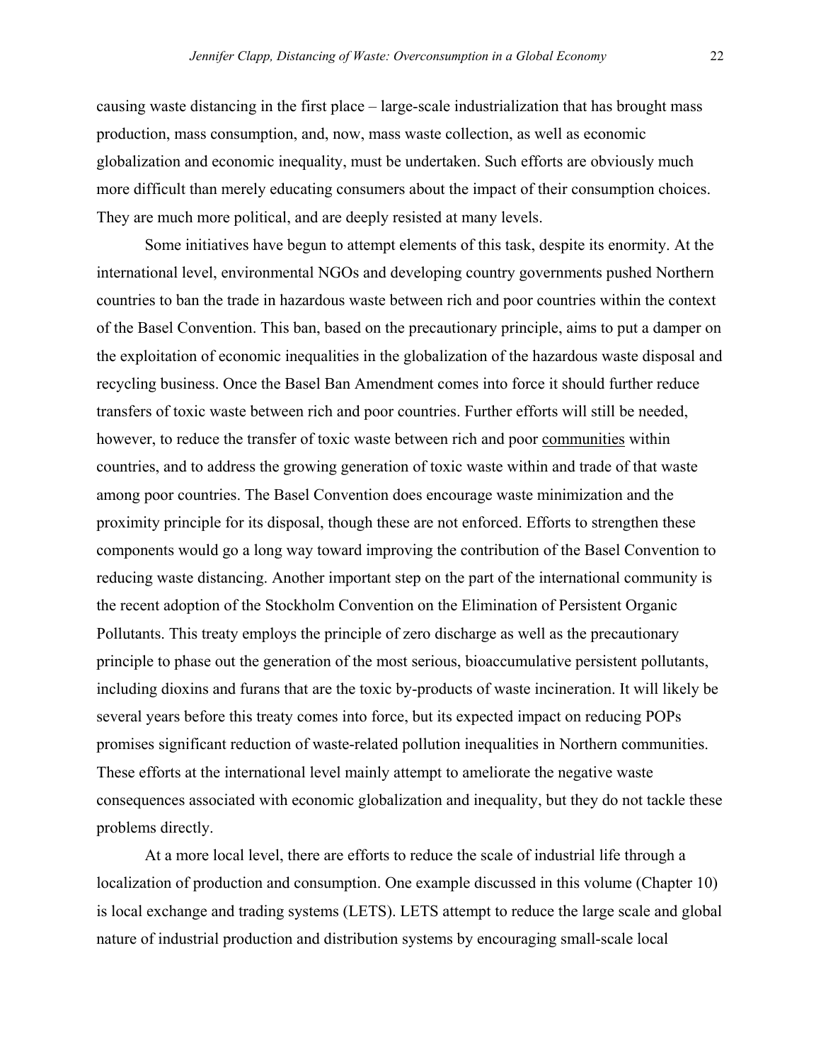causing waste distancing in the first place – large-scale industrialization that has brought mass production, mass consumption, and, now, mass waste collection, as well as economic globalization and economic inequality, must be undertaken. Such efforts are obviously much more difficult than merely educating consumers about the impact of their consumption choices. They are much more political, and are deeply resisted at many levels.

Some initiatives have begun to attempt elements of this task, despite its enormity. At the international level, environmental NGOs and developing country governments pushed Northern countries to ban the trade in hazardous waste between rich and poor countries within the context of the Basel Convention. This ban, based on the precautionary principle, aims to put a damper on the exploitation of economic inequalities in the globalization of the hazardous waste disposal and recycling business. Once the Basel Ban Amendment comes into force it should further reduce transfers of toxic waste between rich and poor countries. Further efforts will still be needed, however, to reduce the transfer of toxic waste between rich and poor <u>communities</u> within countries, and to address the growing generation of toxic waste within and trade of that waste among poor countries. The Basel Convention does encourage waste minimization and the proximity principle for its disposal, though these are not enforced. Efforts to strengthen these components would go a long way toward improving the contribution of the Basel Convention to reducing waste distancing. Another important step on the part of the international community is the recent adoption of the Stockholm Convention on the Elimination of Persistent Organic Pollutants. This treaty employs the principle of zero discharge as well as the precautionary principle to phase out the generation of the most serious, bioaccumulative persistent pollutants, including dioxins and furans that are the toxic by-products of waste incineration. It will likely be several years before this treaty comes into force, but its expected impact on reducing POPs promises significant reduction of waste-related pollution inequalities in Northern communities. These efforts at the international level mainly attempt to ameliorate the negative waste consequences associated with economic globalization and inequality, but they do not tackle these problems directly.

At a more local level, there are efforts to reduce the scale of industrial life through a localization of production and consumption. One example discussed in this volume (Chapter 10) is local exchange and trading systems (LETS). LETS attempt to reduce the large scale and global nature of industrial production and distribution systems by encouraging small-scale local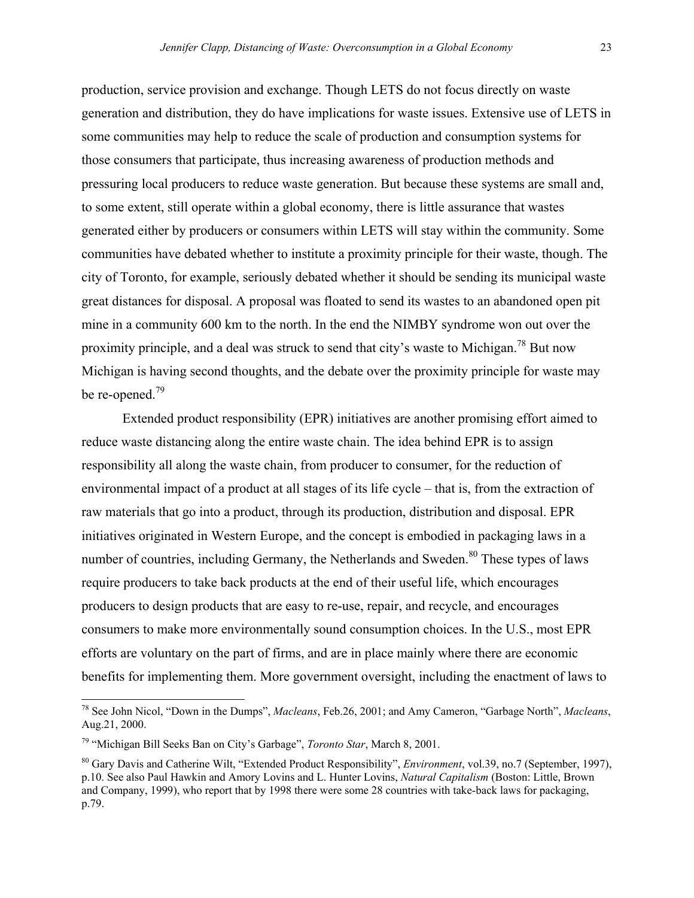production, service provision and exchange. Though LETS do not focus directly on waste generation and distribution, they do have implications for waste issues. Extensive use of LETS in some communities may help to reduce the scale of production and consumption systems for those consumers that participate, thus increasing awareness of production methods and pressuring local producers to reduce waste generation. But because these systems are small and, to some extent, still operate within a global economy, there is little assurance that wastes generated either by producers or consumers within LETS will stay within the community. Some communities have debated whether to institute a proximity principle for their waste, though. The city of Toronto, for example, seriously debated whether it should be sending its municipal waste great distances for disposal. A proposal was floated to send its wastes to an abandoned open pit mine in a community 600 km to the north. In the end the NIMBY syndrome won out over the proximity principle, and a deal was struck to send that city's waste to Michigan.[78] But now Michigan is having second thoughts, and the debate over the proximity principle for waste may be re-opened.[79]

Extended product responsibility (EPR) initiatives are another promising effort aimed to reduce waste distancing along the entire waste chain. The idea behind EPR is to assign responsibility all along the waste chain, from producer to consumer, for the reduction of environmental impact of a product at all stages of its life cycle – that is, from the extraction of raw materials that go into a product, through its production, distribution and disposal. EPR initiatives originated in Western Europe, and the concept is embodied in packaging laws in a number of countries, including Germany, the Netherlands and Sweden.[80] These types of laws require producers to take back products at the end of their useful life, which encourages producers to design products that are easy to re-use, repair, and recycle, and encourages consumers to make more environmentally sound consumption choices. In the U.S., most EPR efforts are voluntary on the part of firms, and are in place mainly where there are economic benefits for implementing them. More government oversight, including the enactment of laws to

---

[78] See John Nicol, "Down in the Dumps", *Macleans*, Feb.26, 2001; and Amy Cameron, "Garbage North", *Macleans*, Aug.21, 2000.

[79] "Michigan Bill Seeks Ban on City's Garbage", *Toronto Star*, March 8, 2001.

[80] Gary Davis and Catherine Wilt, "Extended Product Responsibility", *Environment*, vol.39, no.7 (September, 1997), p.10. See also Paul Hawkin and Amory Lovins and L. Hunter Lovins, *Natural Capitalism* (Boston: Little, Brown and Company, 1999), who report that by 1998 there were some 28 countries with take-back laws for packaging, p.79.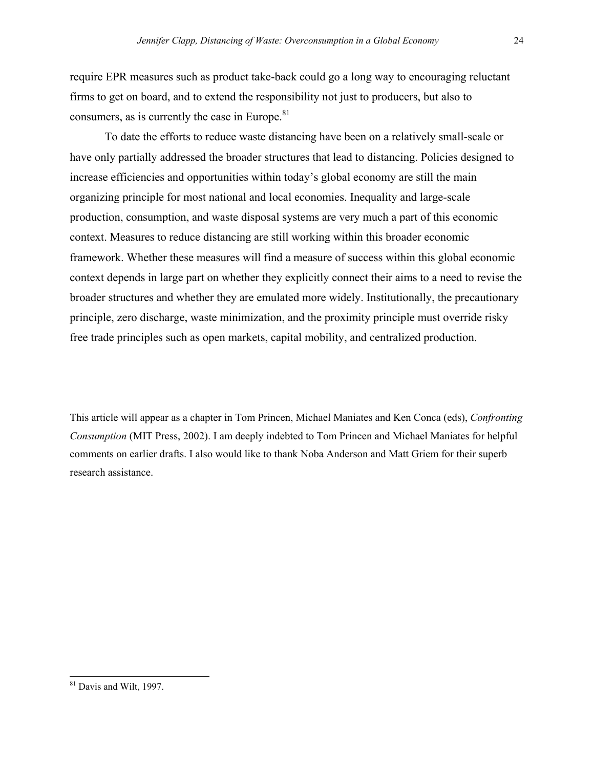require EPR measures such as product take-back could go a long way to encouraging reluctant firms to get on board, and to extend the responsibility not just to producers, but also to consumers, as is currently the case in Europe.[81]

To date the efforts to reduce waste distancing have been on a relatively small-scale or have only partially addressed the broader structures that lead to distancing. Policies designed to increase efficiencies and opportunities within today's global economy are still the main organizing principle for most national and local economies. Inequality and large-scale production, consumption, and waste disposal systems are very much a part of this economic context. Measures to reduce distancing are still working within this broader economic framework. Whether these measures will find a measure of success within this global economic context depends in large part on whether they explicitly connect their aims to a need to revise the broader structures and whether they are emulated more widely. Institutionally, the precautionary principle, zero discharge, waste minimization, and the proximity principle must override risky free trade principles such as open markets, capital mobility, and centralized production.

This article will appear as a chapter in Tom Princen, Michael Maniates and Ken Conca (eds), *Confronting Consumption* (MIT Press, 2002). I am deeply indebted to Tom Princen and Michael Maniates for helpful comments on earlier drafts. I also would like to thank Noba Anderson and Matt Griem for their superb research assistance.

---

[81] Davis and Wilt, 1997.